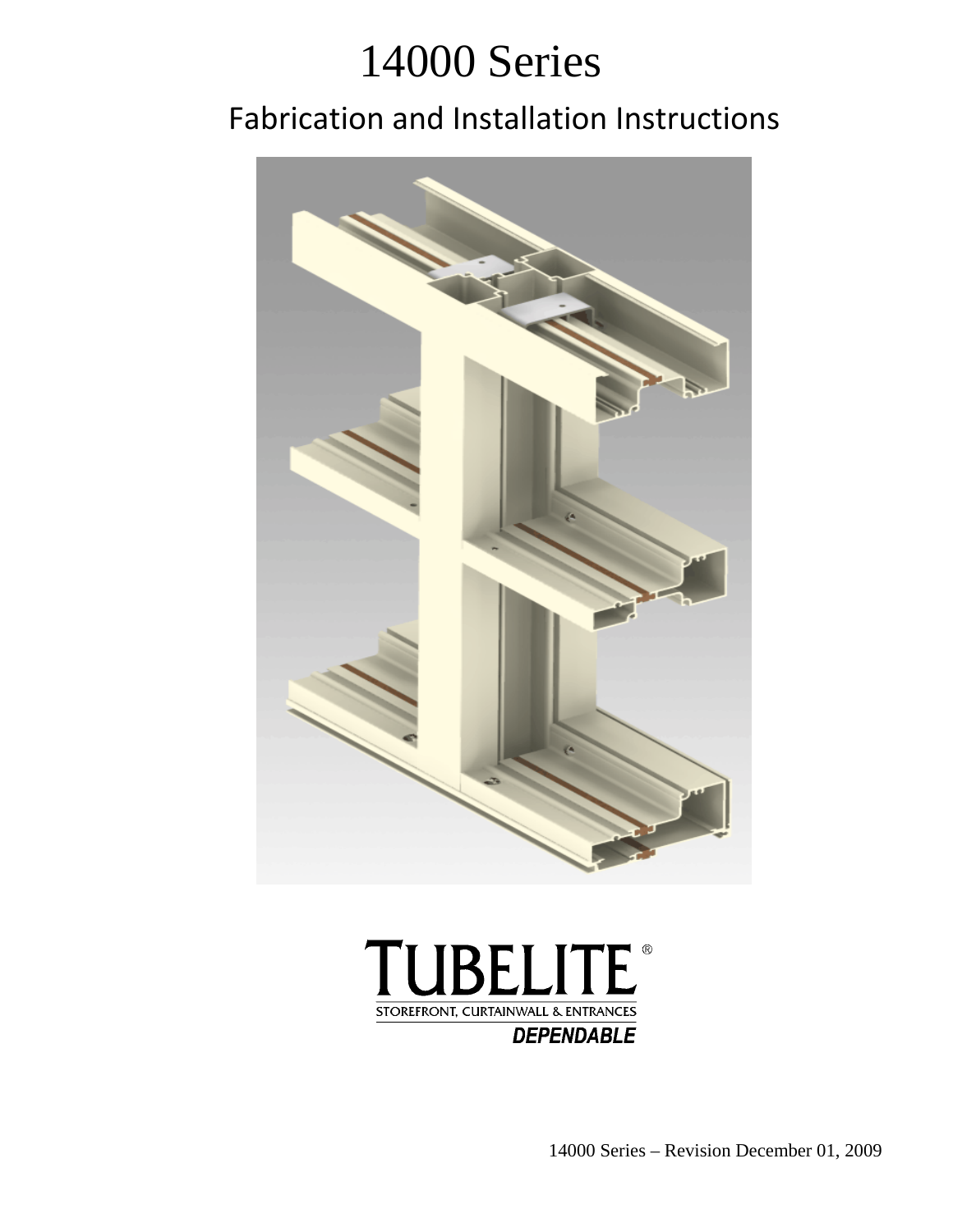# 14000 Series

## Fabrication and Installation Instructions

TUBELITE®

STOREFRONT, CURTAINWALL & ENTRANCES

*DEPENDABLE*

14000 Series – Revision December 01, 2009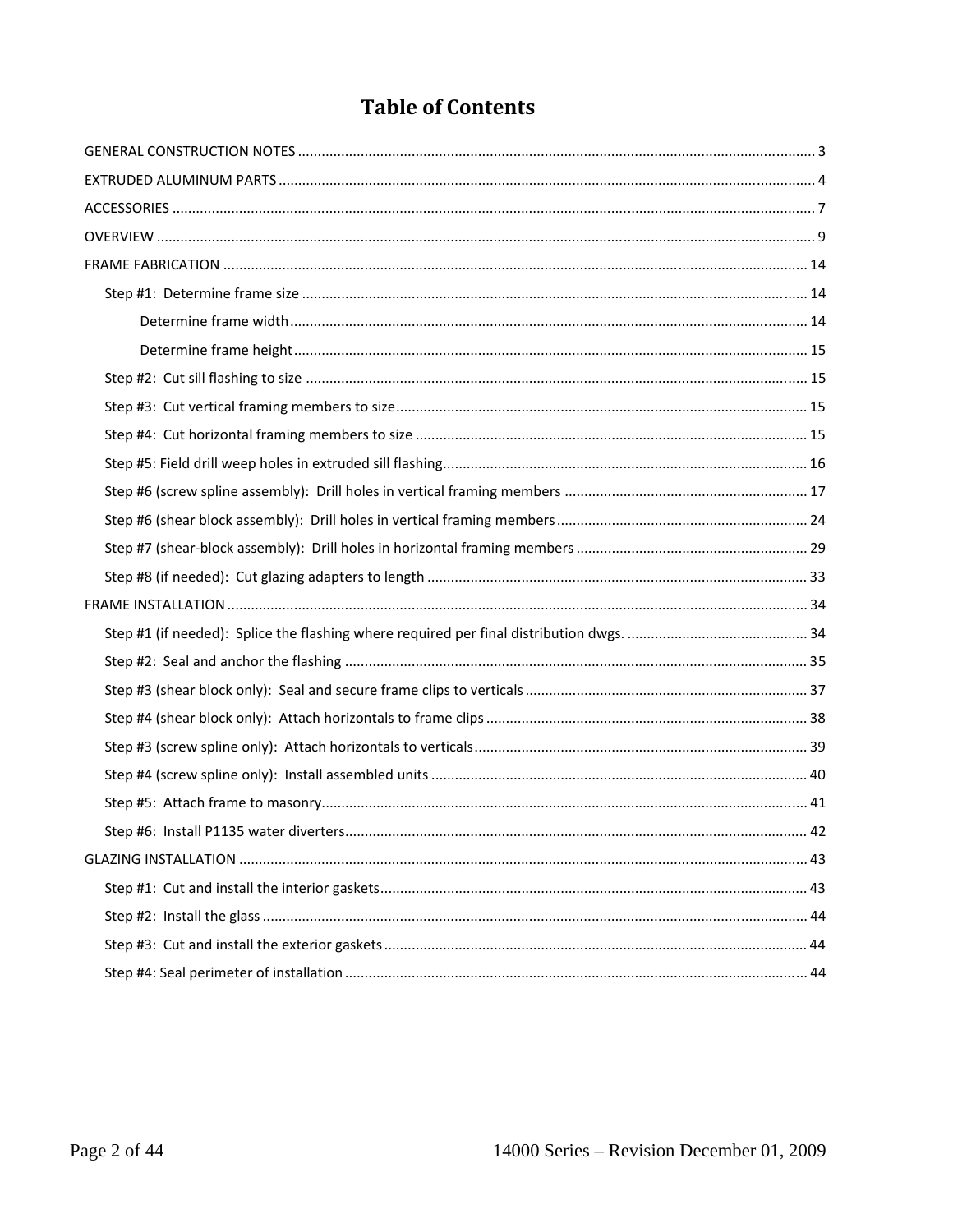# Table of Contents

GENERAL CONSTRUCTION NOTES ..... 3

EXTRUDED ALUMINUM PARTS ..... 4

ACCESSORIES ..... 7

OVERVIEW ..... 9

FRAME FABRICATION ..... 14

- Step #1: Determine frame size ..... 14
  - Determine frame width ..... 14
  - Determine frame height ..... 15
- Step #2: Cut sill flashing to size ..... 15
- Step #3: Cut vertical framing members to size ..... 15
- Step #4: Cut horizontal framing members to size ..... 15
- Step #5: Field drill weep holes in extruded sill flashing ..... 16
- Step #6 (screw spline assembly): Drill holes in vertical framing members ..... 17
- Step #6 (shear block assembly): Drill holes in vertical framing members ..... 24
- Step #7 (shear-block assembly): Drill holes in horizontal framing members ..... 29
- Step #8 (if needed): Cut glazing adapters to length ..... 33

FRAME INSTALLATION ..... 34

- Step #1 (if needed): Splice the flashing where required per final distribution dwgs. ..... 34
- Step #2: Seal and anchor the flashing ..... 35
- Step #3 (shear block only): Seal and secure frame clips to verticals ..... 37
- Step #4 (shear block only): Attach horizontals to frame clips ..... 38
- Step #3 (screw spline only): Attach horizontals to verticals ..... 39
- Step #4 (screw spline only): Install assembled units ..... 40
- Step #5: Attach frame to masonry ..... 41
- Step #6: Install P1135 water diverters ..... 42

GLAZING INSTALLATION ..... 43

- Step #1: Cut and install the interior gaskets ..... 43
- Step #2: Install the glass ..... 44
- Step #3: Cut and install the exterior gaskets ..... 44
- Step #4: Seal perimeter of installation ..... 44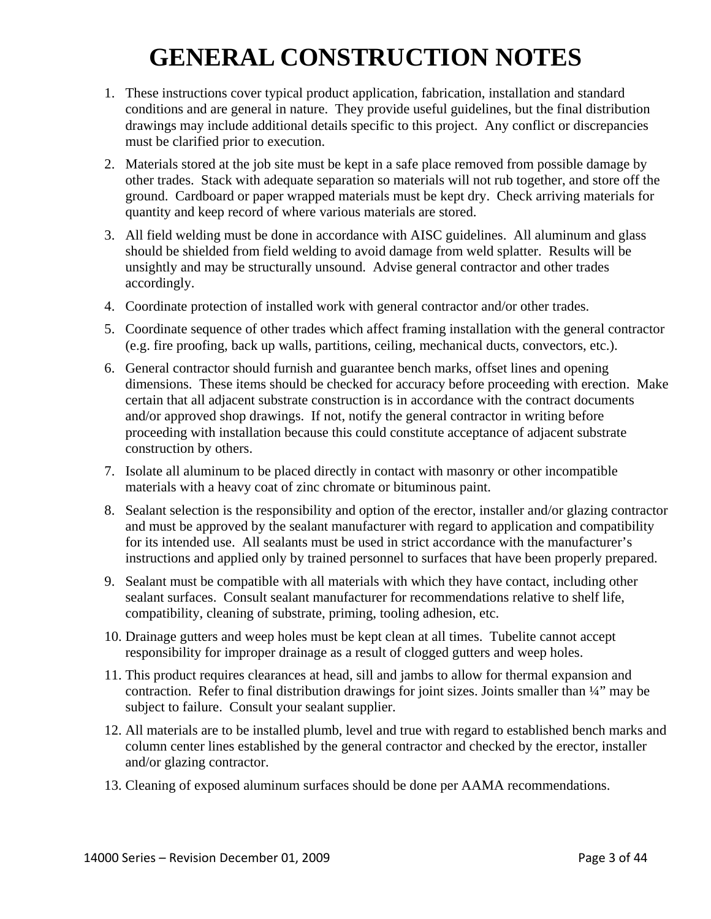# GENERAL CONSTRUCTION NOTES

1. These instructions cover typical product application, fabrication, installation and standard conditions and are general in nature. They provide useful guidelines, but the final distribution drawings may include additional details specific to this project. Any conflict or discrepancies must be clarified prior to execution.
2. Materials stored at the job site must be kept in a safe place removed from possible damage by other trades. Stack with adequate separation so materials will not rub together, and store off the ground. Cardboard or paper wrapped materials must be kept dry. Check arriving materials for quantity and keep record of where various materials are stored.
3. All field welding must be done in accordance with AISC guidelines. All aluminum and glass should be shielded from field welding to avoid damage from weld splatter. Results will be unsightly and may be structurally unsound. Advise general contractor and other trades accordingly.
4. Coordinate protection of installed work with general contractor and/or other trades.
5. Coordinate sequence of other trades which affect framing installation with the general contractor (e.g. fire proofing, back up walls, partitions, ceiling, mechanical ducts, convectors, etc.).
6. General contractor should furnish and guarantee bench marks, offset lines and opening dimensions. These items should be checked for accuracy before proceeding with erection. Make certain that all adjacent substrate construction is in accordance with the contract documents and/or approved shop drawings. If not, notify the general contractor in writing before proceeding with installation because this could constitute acceptance of adjacent substrate construction by others.
7. Isolate all aluminum to be placed directly in contact with masonry or other incompatible materials with a heavy coat of zinc chromate or bituminous paint.
8. Sealant selection is the responsibility and option of the erector, installer and/or glazing contractor and must be approved by the sealant manufacturer with regard to application and compatibility for its intended use. All sealants must be used in strict accordance with the manufacturer's instructions and applied only by trained personnel to surfaces that have been properly prepared.
9. Sealant must be compatible with all materials with which they have contact, including other sealant surfaces. Consult sealant manufacturer for recommendations relative to shelf life, compatibility, cleaning of substrate, priming, tooling adhesion, etc.
10. Drainage gutters and weep holes must be kept clean at all times. Tubelite cannot accept responsibility for improper drainage as a result of clogged gutters and weep holes.
11. This product requires clearances at head, sill and jambs to allow for thermal expansion and contraction. Refer to final distribution drawings for joint sizes. Joints smaller than ¼" may be subject to failure. Consult your sealant supplier.
12. All materials are to be installed plumb, level and true with regard to established bench marks and column center lines established by the general contractor and checked by the erector, installer and/or glazing contractor.
13. Cleaning of exposed aluminum surfaces should be done per AAMA recommendations.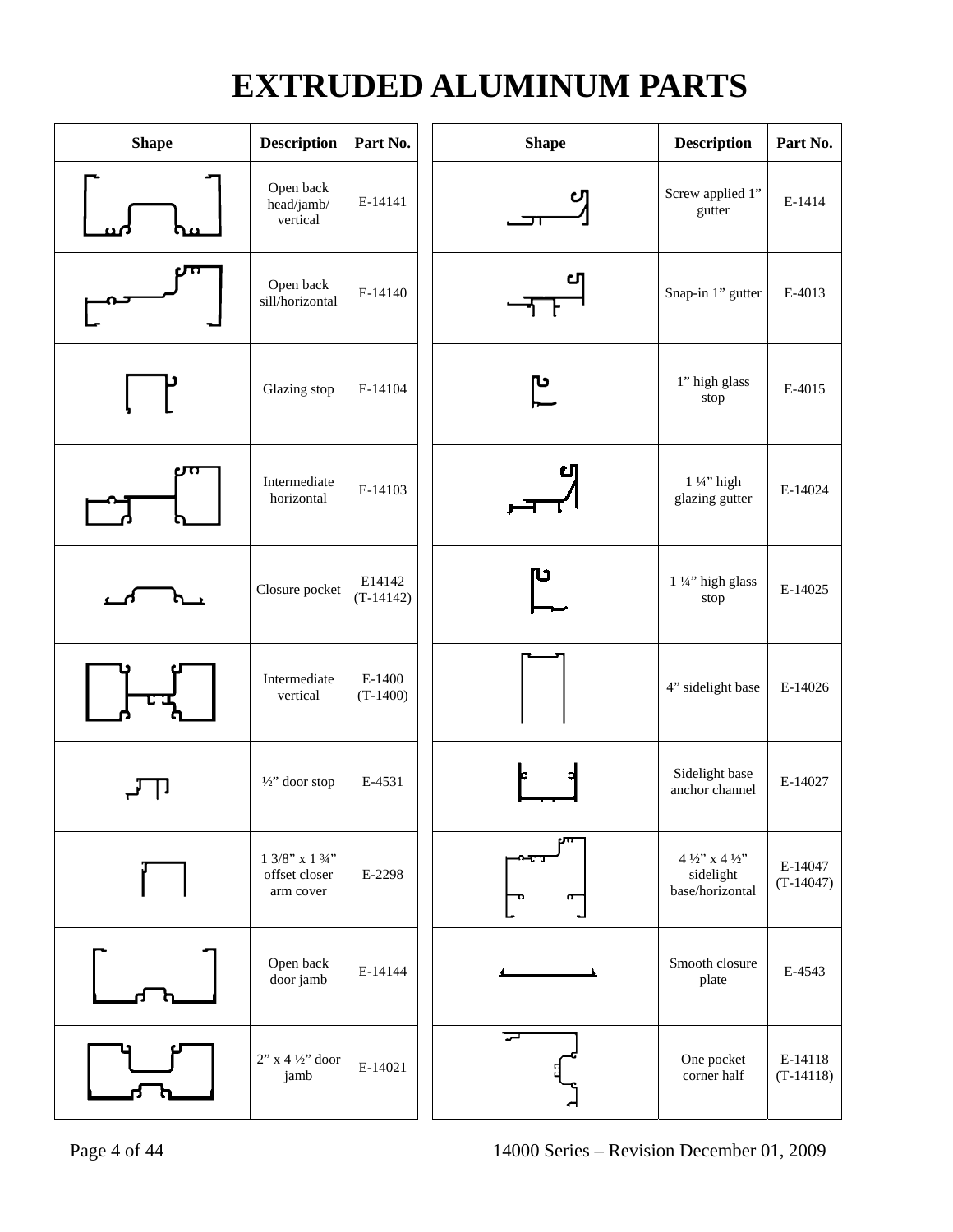# EXTRUDED ALUMINUM PARTS

| Shape | Description | Part No. | Shape | Description | Part No. |
|---|---|---|---|---|---|
| | Open back head/jamb/ vertical | E-14141 | | Screw applied 1" gutter | E-1414 |
| | Open back sill/horizontal | E-14140 | | Snap-in 1" gutter | E-4013 |
| | Glazing stop | E-14104 | | 1" high glass stop | E-4015 |
| | Intermediate horizontal | E-14103 | | 1 ¼" high glazing gutter | E-14024 |
| | Closure pocket | E14142 (T-14142) | | 1 ¼" high glass stop | E-14025 |
| | Intermediate vertical | E-1400 (T-1400) | | 4" sidelight base | E-14026 |
| | ½" door stop | E-4531 | | Sidelight base anchor channel | E-14027 |
| | 1 3/8" x 1 ¾" offset closer arm cover | E-2298 | | 4 ½" x 4 ½" sidelight base/horizontal | E-14047 (T-14047) |
| | Open back door jamb | E-14144 | | Smooth closure plate | E-4543 |
| | 2" x 4 ½" door jamb | E-14021 | | One pocket corner half | E-14118 (T-14118) |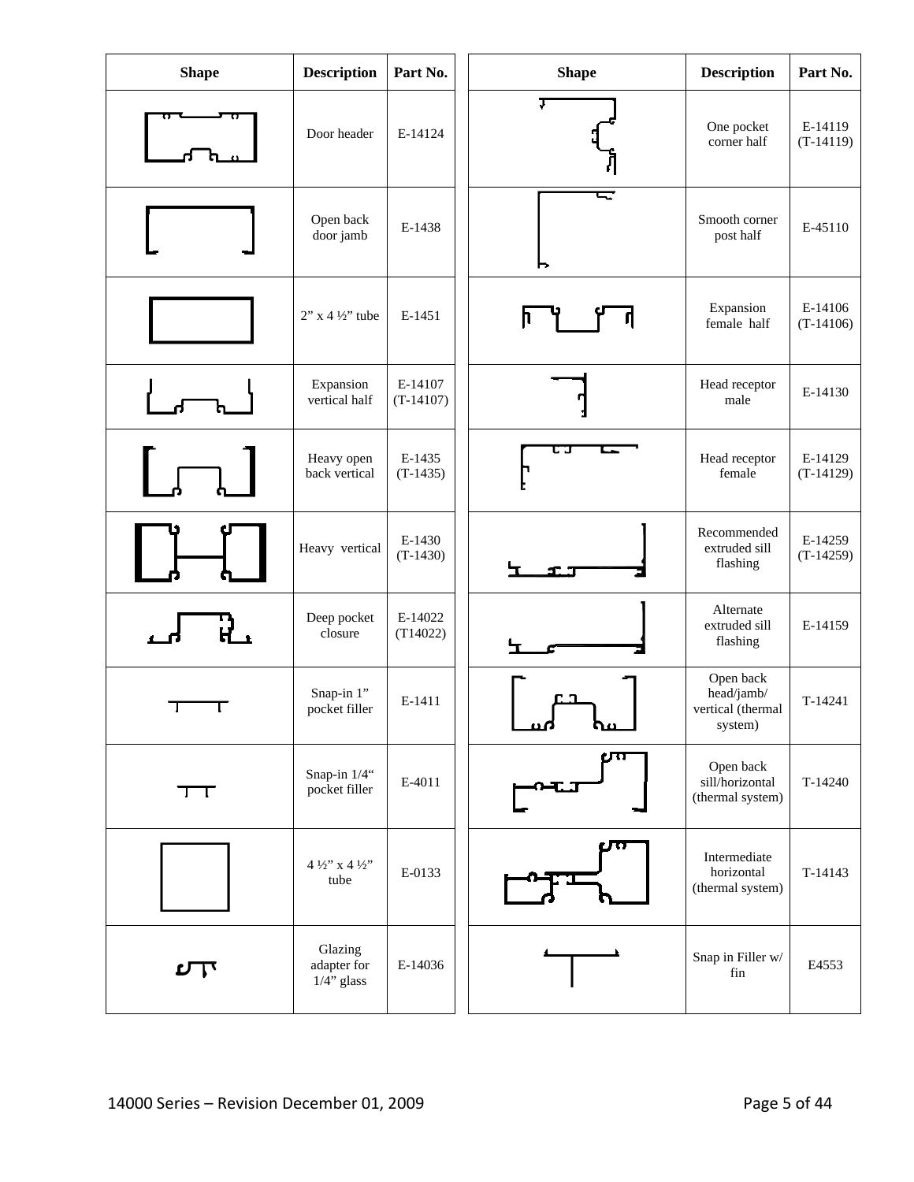| Shape | Description | Part No. |
|---|---|---|
| | Door header | E-14124 |
| | Open back door jamb | E-1438 |
| | 2” x 4 ½” tube | E-1451 |
| | Expansion vertical half | E-14107 (T-14107) |
| | Heavy open back vertical | E-1435 (T-1435) |
| | Heavy vertical | E-1430 (T-1430) |
| | Deep pocket closure | E-14022 (T14022) |
| | Snap-in 1” pocket filler | E-1411 |
| | Snap-in 1/4“ pocket filler | E-4011 |
| | 4 ½” x 4 ½” tube | E-0133 |
| | Glazing adapter for 1/4” glass | E-14036 |

| Shape | Description | Part No. |
|---|---|---|
| | One pocket corner half | E-14119 (T-14119) |
| | Smooth corner post half | E-45110 |
| | Expansion female half | E-14106 (T-14106) |
| | Head receptor male | E-14130 |
| | Head receptor female | E-14129 (T-14129) |
| | Recommended extruded sill flashing | E-14259 (T-14259) |
| | Alternate extruded sill flashing | E-14159 |
| | Open back head/jamb/ vertical (thermal system) | T-14241 |
| | Open back sill/horizontal (thermal system) | T-14240 |
| | Intermediate horizontal (thermal system) | T-14143 |
| | Snap in Filler w/ fin | E4553 |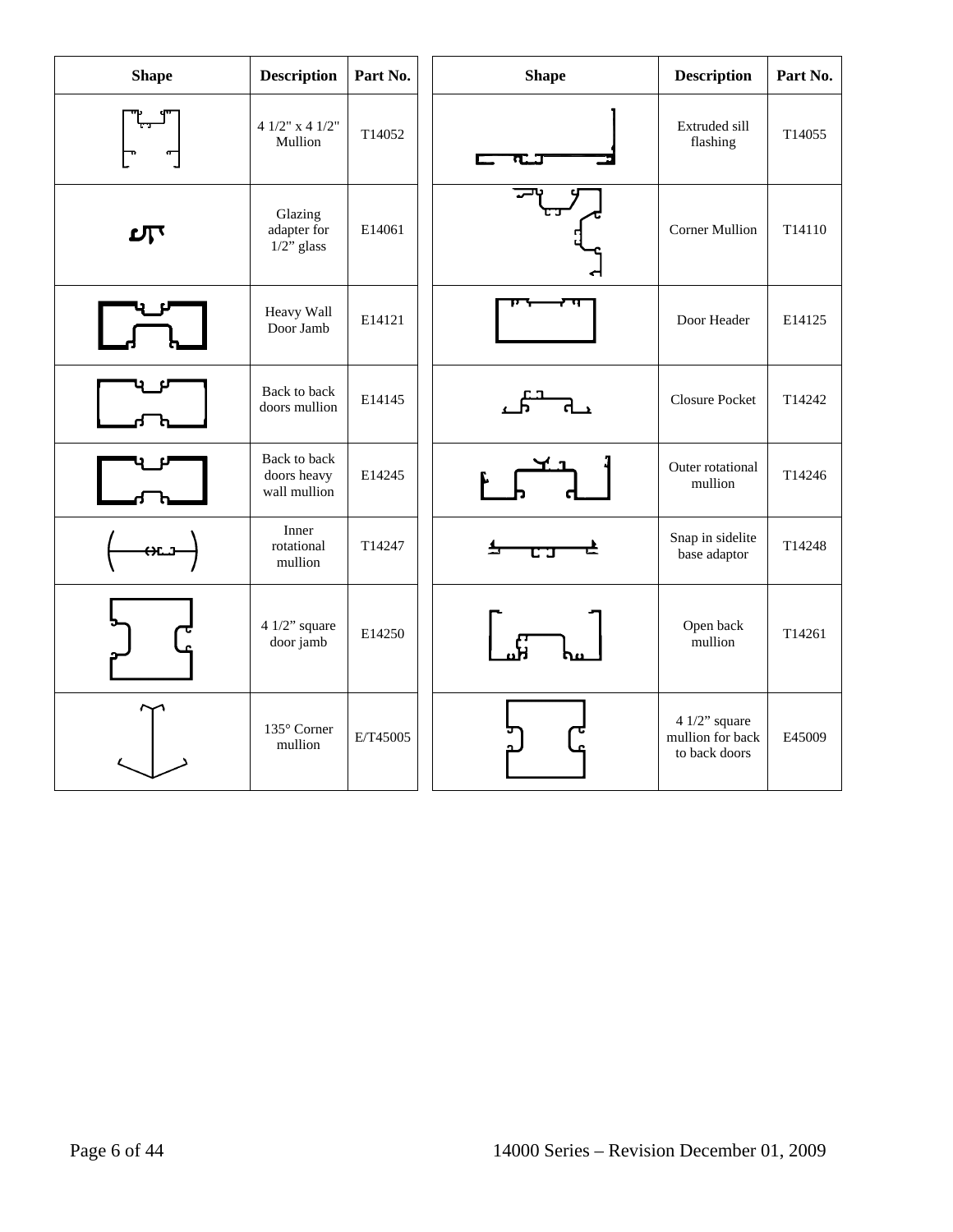| Shape | Description | Part No. | Shape | Description | Part No. |
|---|---|---|---|---|---|
| | 4 1/2" x 4 1/2" Mullion | T14052 | | Extruded sill flashing | T14055 |
| | Glazing adapter for 1/2" glass | E14061 | | Corner Mullion | T14110 |
| | Heavy Wall Door Jamb | E14121 | | Door Header | E14125 |
| | Back to back doors mullion | E14145 | | Closure Pocket | T14242 |
| | Back to back doors heavy wall mullion | E14245 | | Outer rotational mullion | T14246 |
| | Inner rotational mullion | T14247 | | Snap in sidelite base adaptor | T14248 |
| | 4 1/2" square door jamb | E14250 | | Open back mullion | T14261 |
| | 135° Corner mullion | E/T45005 | | 4 1/2" square mullion for back to back doors | E45009 |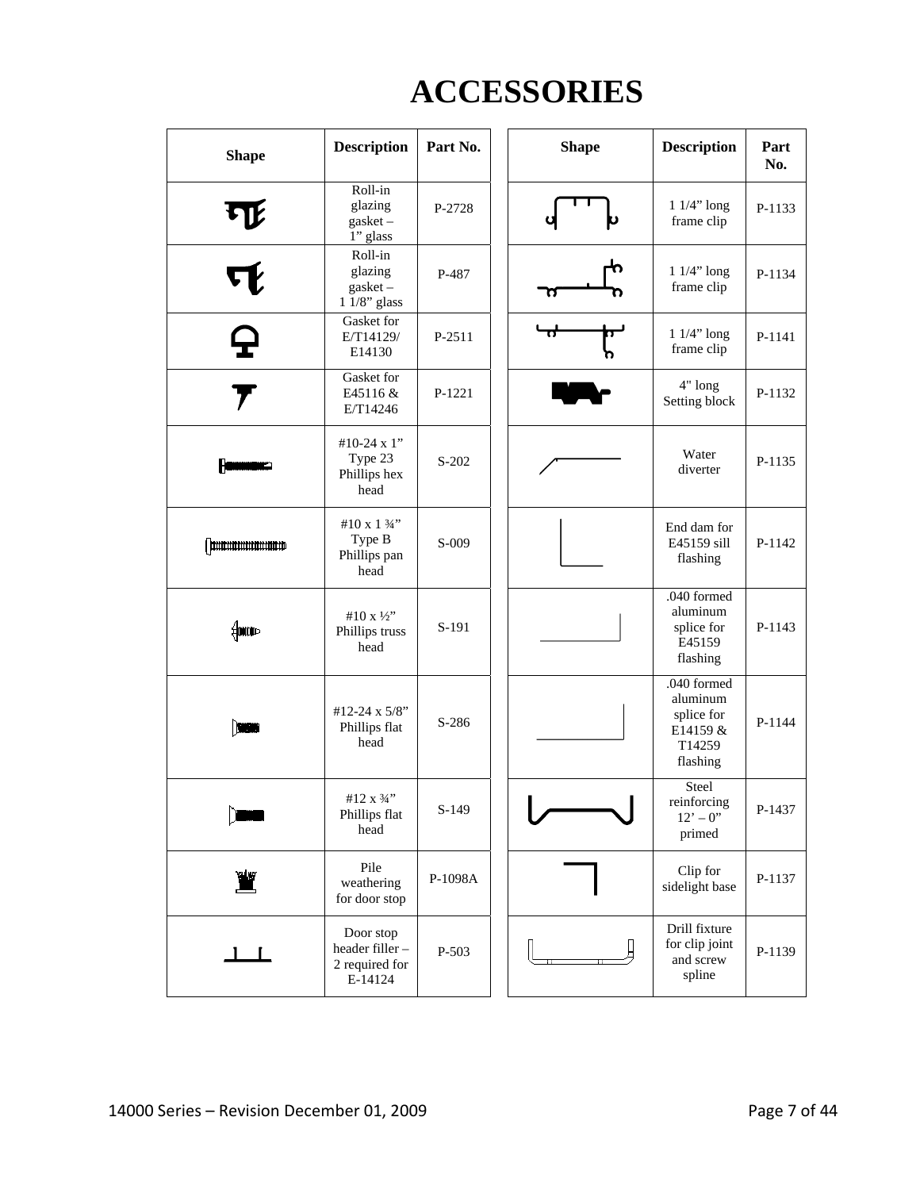# ACCESSORIES

| Shape | Description | Part No. | Shape | Description | Part No. |
|---|---|---|---|---|---|
| | Roll-in glazing gasket – 1" glass | P-2728 | | 1 1/4" long frame clip | P-1133 |
| | Roll-in glazing gasket – 1 1/8" glass | P-487 | | 1 1/4" long frame clip | P-1134 |
| | Gasket for E/T14129/ E14130 | P-2511 | | 1 1/4" long frame clip | P-1141 |
| | Gasket for E45116 & E/T14246 | P-1221 | | 4" long Setting block | P-1132 |
| | #10-24 x 1" Type 23 Phillips hex head | S-202 | | Water diverter | P-1135 |
| | #10 x 1 ¾" Type B Phillips pan head | S-009 | | End dam for E45159 sill flashing | P-1142 |
| | #10 x ½" Phillips truss head | S-191 | | .040 formed aluminum splice for E45159 flashing | P-1143 |
| | #12-24 x 5/8" Phillips flat head | S-286 | | .040 formed aluminum splice for E14159 & T14259 flashing | P-1144 |
| | #12 x ¾" Phillips flat head | S-149 | | Steel reinforcing 12' – 0" primed | P-1437 |
| | Pile weathering for door stop | P-1098A | | Clip for sidelight base | P-1137 |
| | Door stop header filler – 2 required for E-14124 | P-503 | | Drill fixture for clip joint and screw spline | P-1139 |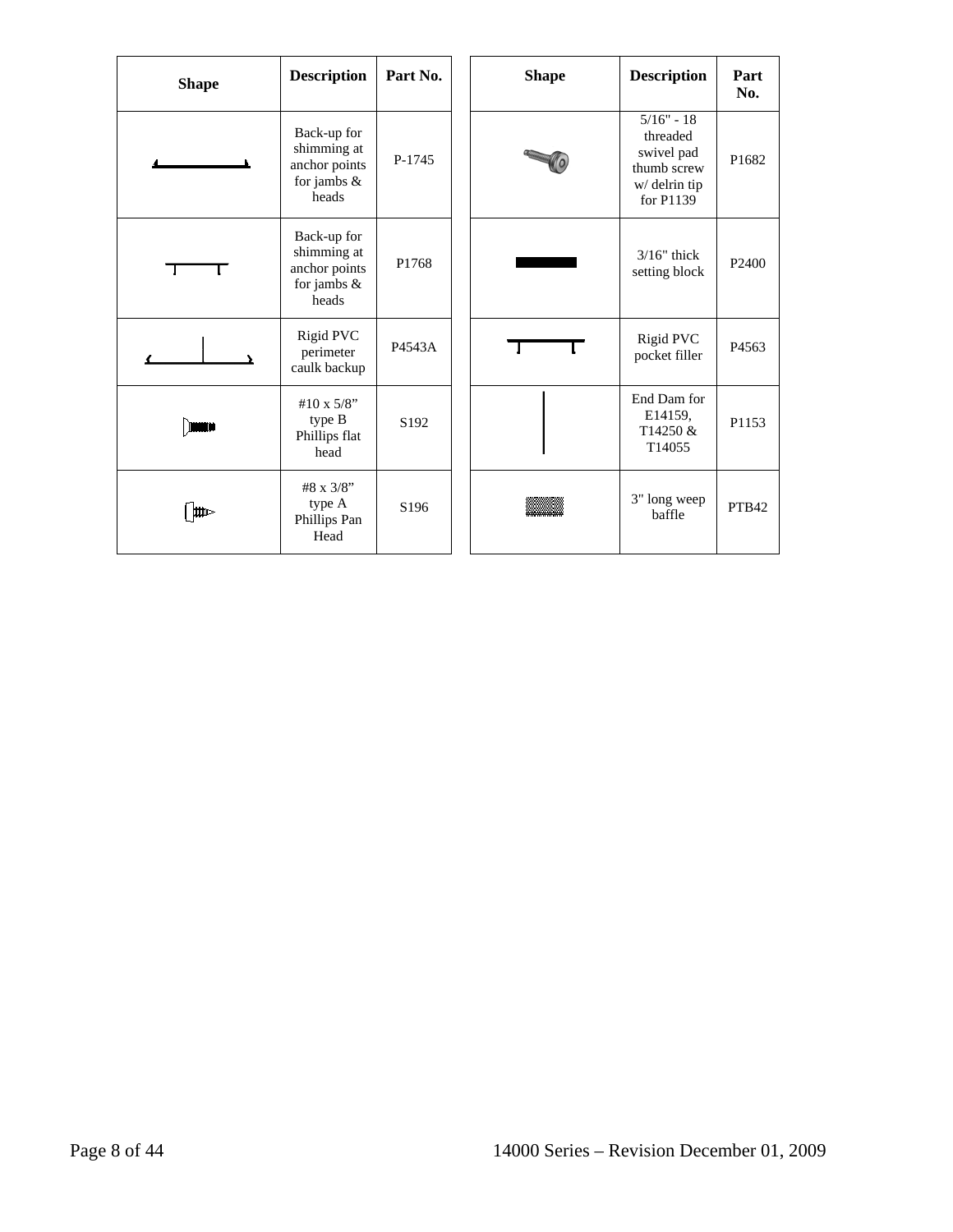| Shape | Description | Part No. |
|---|---|---|
| | Back-up for shimming at anchor points for jambs & heads | P-1745 |
| | Back-up for shimming at anchor points for jambs & heads | P1768 |
| | Rigid PVC perimeter caulk backup | P4543A |
| | #10 x 5/8" type B Phillips flat head | S192 |
| | #8 x 3/8" type A Phillips Pan Head | S196 |

| Shape | Description | Part No. |
|---|---|---|
| | 5/16" - 18 threaded swivel pad thumb screw w/ delrin tip for P1139 | P1682 |
| | 3/16" thick setting block | P2400 |
| | Rigid PVC pocket filler | P4563 |
| | End Dam for E14159, T14250 & T14055 | P1153 |
| | 3" long weep baffle | PTB42 |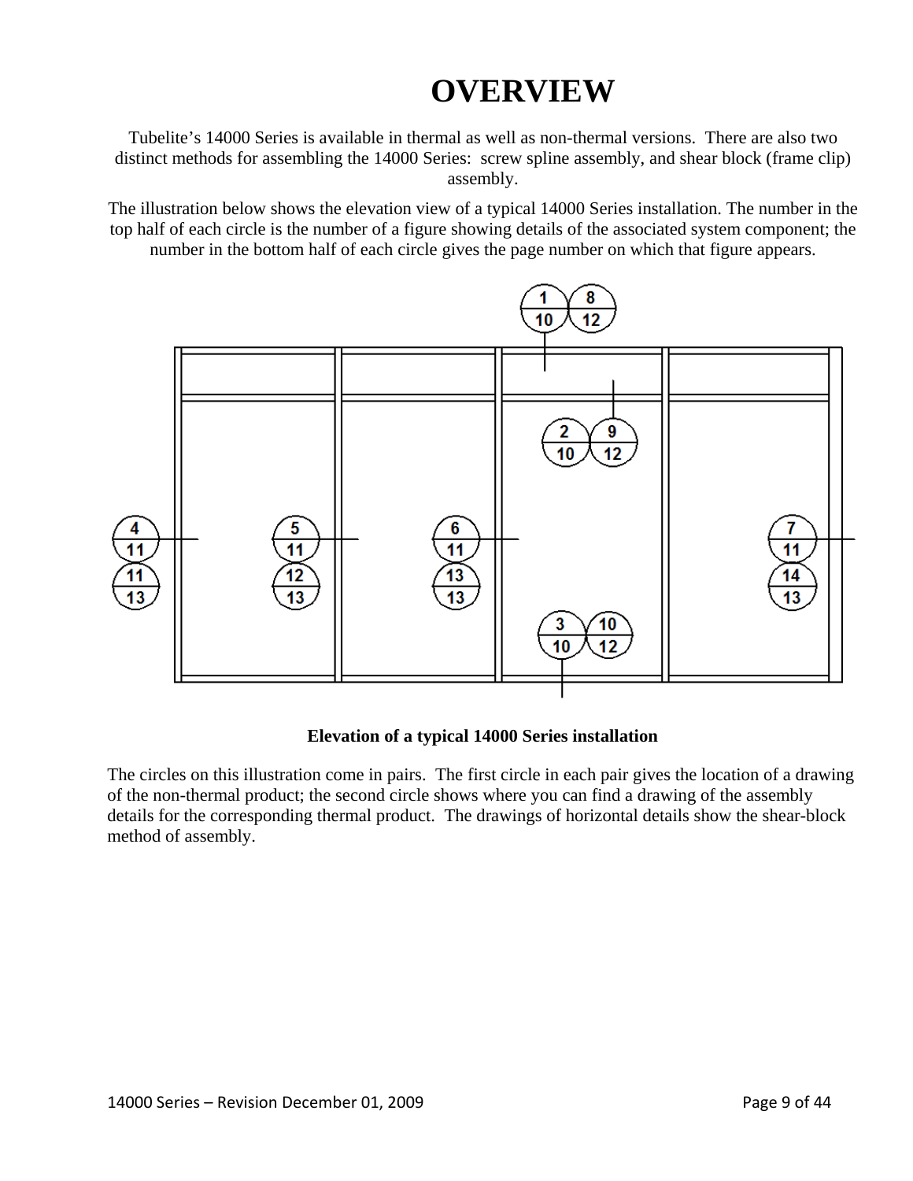# OVERVIEW

Tubelite's 14000 Series is available in thermal as well as non-thermal versions. There are also two distinct methods for assembling the 14000 Series: screw spline assembly, and shear block (frame clip) assembly.

The illustration below shows the elevation view of a typical 14000 Series installation. The number in the top half of each circle is the number of a figure showing details of the associated system component; the number in the bottom half of each circle gives the page number on which that figure appears.

**Elevation of a typical 14000 Series installation**

The circles on this illustration come in pairs. The first circle in each pair gives the location of a drawing of the non-thermal product; the second circle shows where you can find a drawing of the assembly details for the corresponding thermal product. The drawings of horizontal details show the shear-block method of assembly.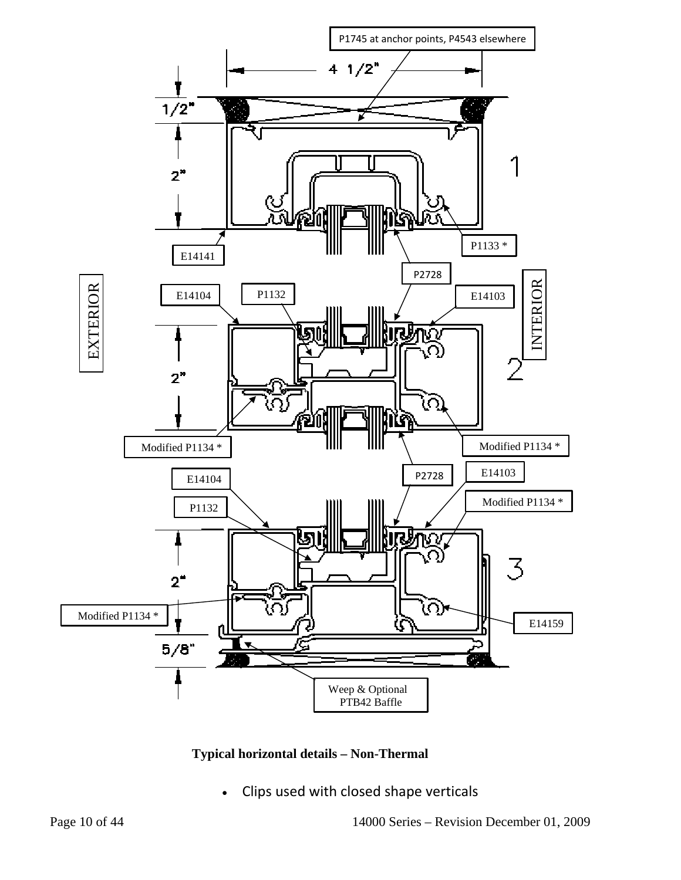P1745 at anchor points, P4543 elsewhere

4 1/2"

1/2"

2"

1

E14141

P1133 *

P2728

EXTERIOR

E14104

P1132

E14103

INTERIOR

2"

2

Modified P1134 *

Modified P1134 *

E14104

P2728

E14103

P1132

Modified P1134 *

2"

3

Modified P1134 *

E14159

5/8"

Weep & Optional PTB42 Baffle

**Typical horizontal details – Non-Thermal**

- Clips used with closed shape verticals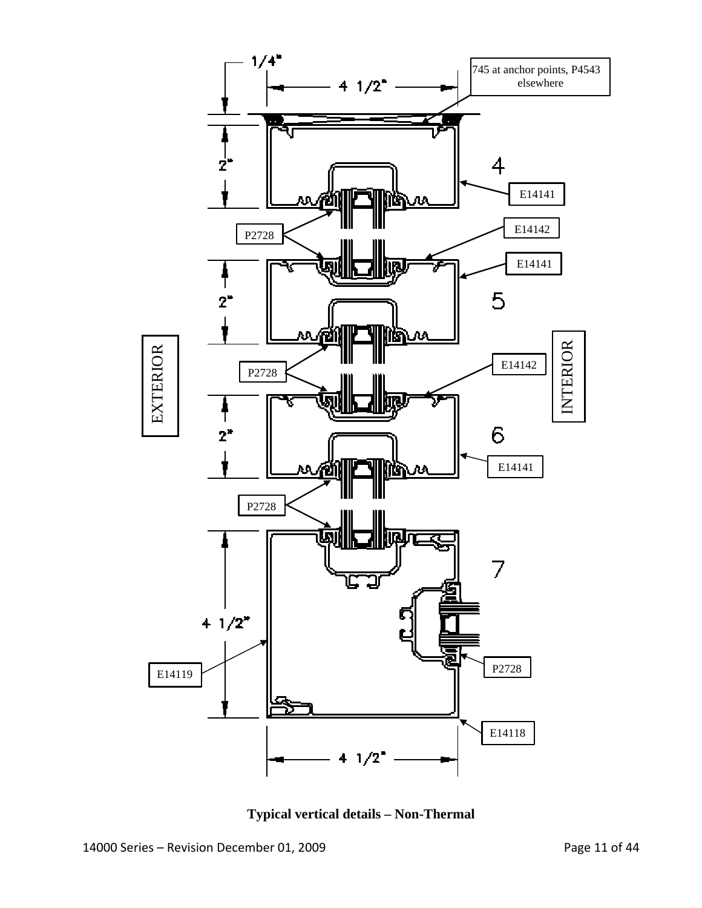1/4"

4 1/2"

745 at anchor points, P4543 elsewhere

2"

4

E14141

P2728

E14142

E14141

2"

5

EXTERIOR

INTERIOR

P2728

E14142

2"

6

E14141

P2728

7

4 1/2"

E14119

P2728

E14118

4 1/2"

**Typical vertical details – Non-Thermal**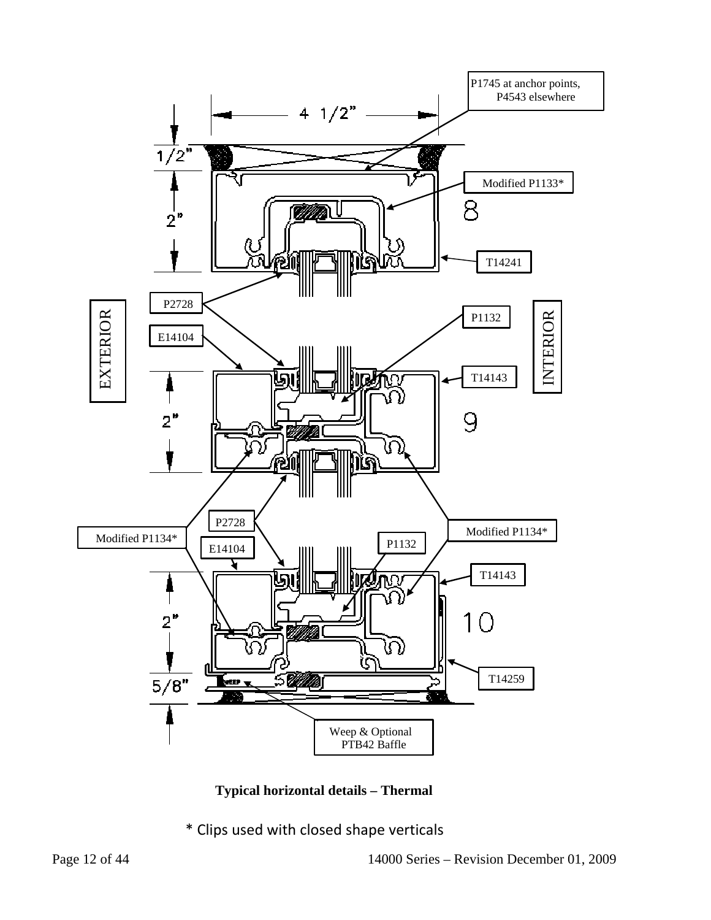EXTERIOR

INTERIOR

P1745 at anchor points, P4543 elsewhere

4 1/2"

1/2"

2"

Modified P1133*

8

T14241

P2728

P1132

E14104

T14143

2"

9

P2728

Modified P1134*

Modified P1134*

P1132

E14104

T14143

2"

10

5/8"

T14259

Weep & Optional PTB42 Baffle

**Typical horizontal details – Thermal**

\* Clips used with closed shape verticals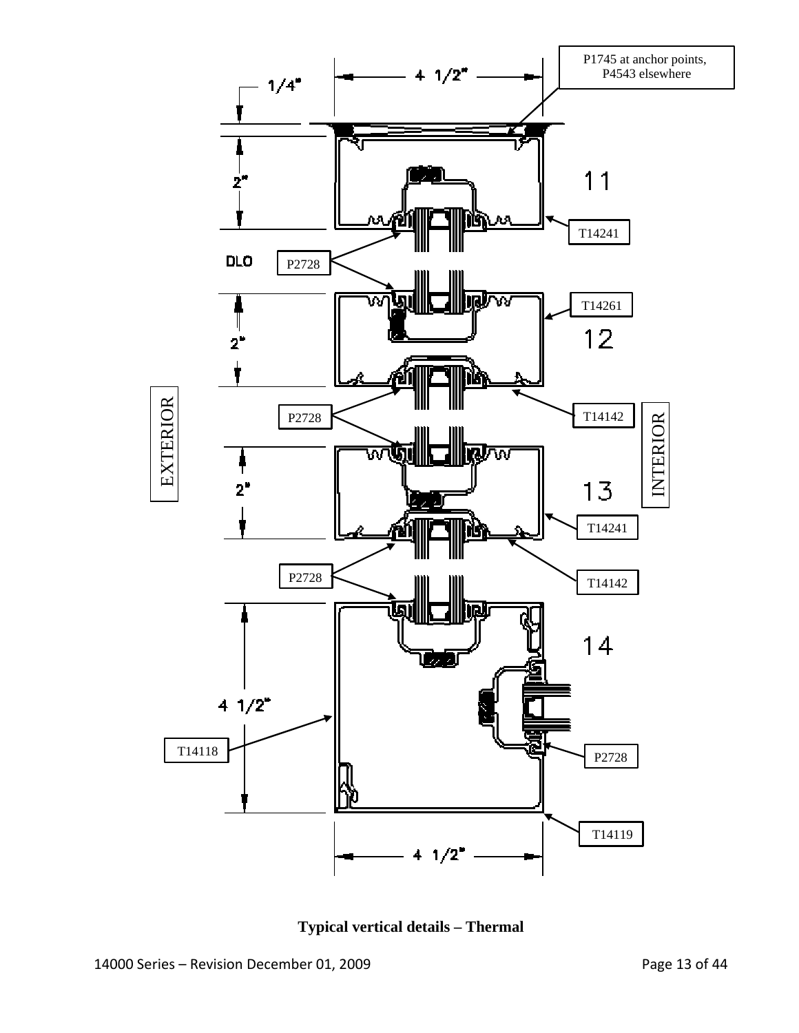P1745 at anchor points, P4543 elsewhere

1/4"

4 1/2"

2"

11

T14241

DLO

P2728

T14261

2"

12

EXTERIOR

P2728

T14142

INTERIOR

2"

13

T14241

P2728

T14142

14

4 1/2"

T14118

P2728

T14119

4 1/2"

**Typical vertical details – Thermal**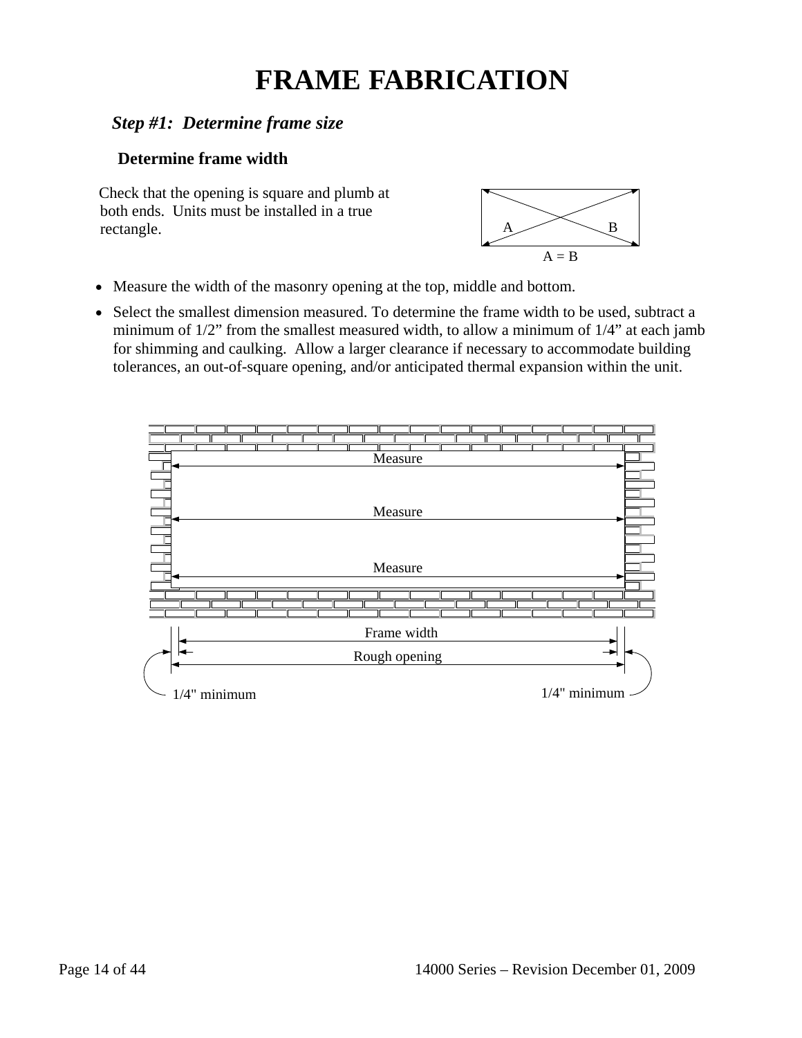# FRAME FABRICATION

## *Step #1: Determine frame size*

### Determine frame width

Check that the opening is square and plumb at both ends. Units must be installed in a true rectangle.

A B

A = B

- Measure the width of the masonry opening at the top, middle and bottom.
- Select the smallest dimension measured. To determine the frame width to be used, subtract a minimum of 1/2" from the smallest measured width, to allow a minimum of 1/4" at each jamb for shimming and caulking. Allow a larger clearance if necessary to accommodate building tolerances, an out-of-square opening, and/or anticipated thermal expansion within the unit.

Measure

Measure

Measure

Frame width

Rough opening

1/4" minimum

1/4" minimum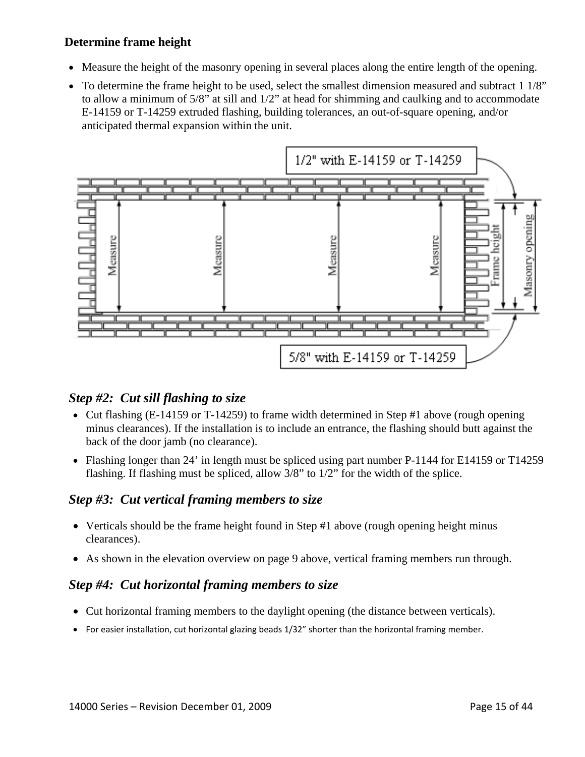**Determine frame height**

- Measure the height of the masonry opening in several places along the entire length of the opening.
- To determine the frame height to be used, select the smallest dimension measured and subtract 1 1/8" to allow a minimum of 5/8" at sill and 1/2" at head for shimming and caulking and to accommodate E-14159 or T-14259 extruded flashing, building tolerances, an out-of-square opening, and/or anticipated thermal expansion within the unit.

1/2" with E-14159 or T-14259

Measure | Measure | Measure | Measure | Frame height | Masonry opening

5/8" with E-14159 or T-14259

### *Step #2: Cut sill flashing to size*

- Cut flashing (E-14159 or T-14259) to frame width determined in Step #1 above (rough opening minus clearances). If the installation is to include an entrance, the flashing should butt against the back of the door jamb (no clearance).
- Flashing longer than 24' in length must be spliced using part number P-1144 for E14159 or T14259 flashing. If flashing must be spliced, allow 3/8" to 1/2" for the width of the splice.

### *Step #3: Cut vertical framing members to size*

- Verticals should be the frame height found in Step #1 above (rough opening height minus clearances).
- As shown in the elevation overview on page 9 above, vertical framing members run through.

### *Step #4: Cut horizontal framing members to size*

- Cut horizontal framing members to the daylight opening (the distance between verticals).
- For easier installation, cut horizontal glazing beads 1/32" shorter than the horizontal framing member.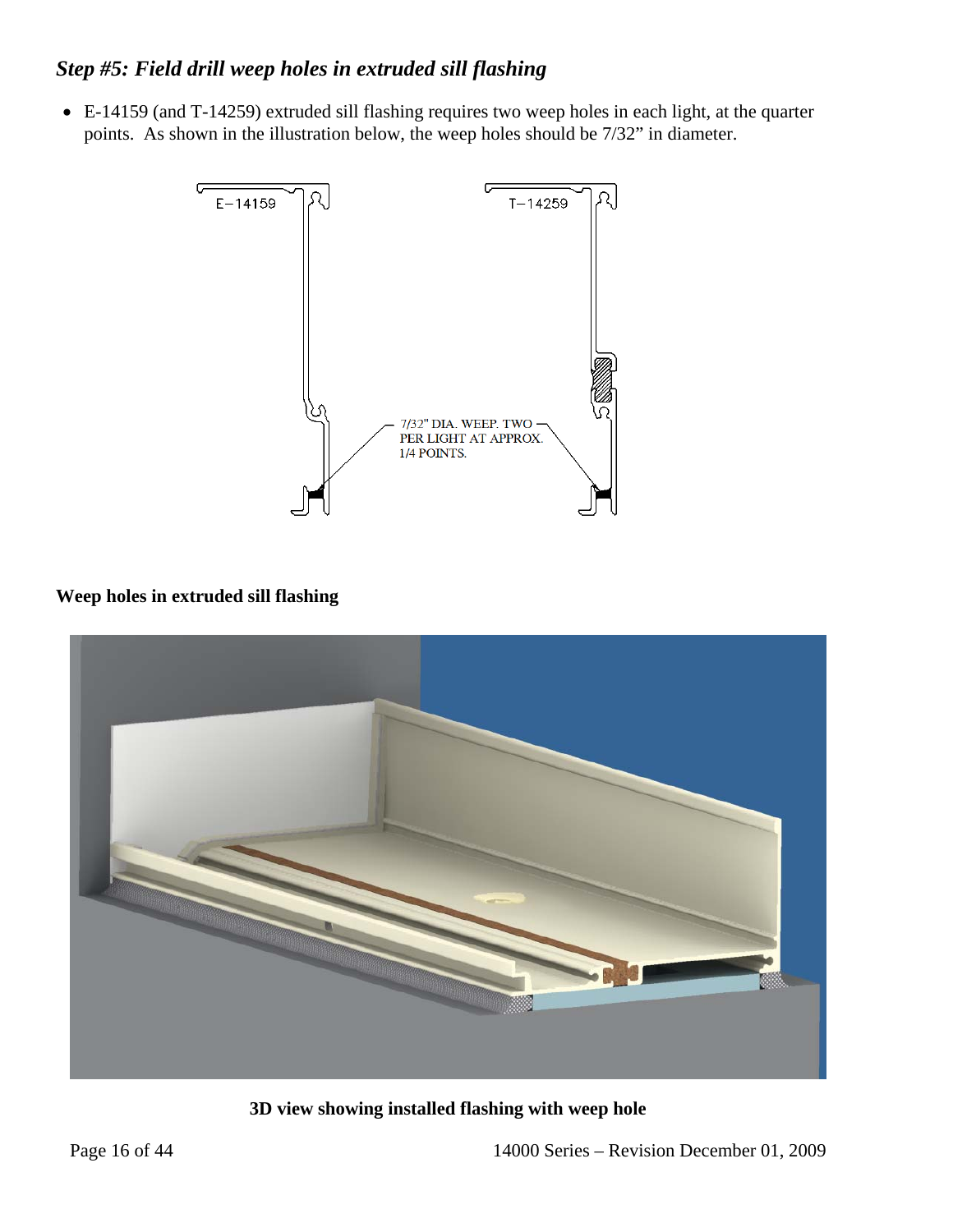### *Step #5: Field drill weep holes in extruded sill flashing*

- E-14159 (and T-14259) extruded sill flashing requires two weep holes in each light, at the quarter points. As shown in the illustration below, the weep holes should be 7/32" in diameter.

**Weep holes in extruded sill flashing**

**3D view showing installed flashing with weep hole**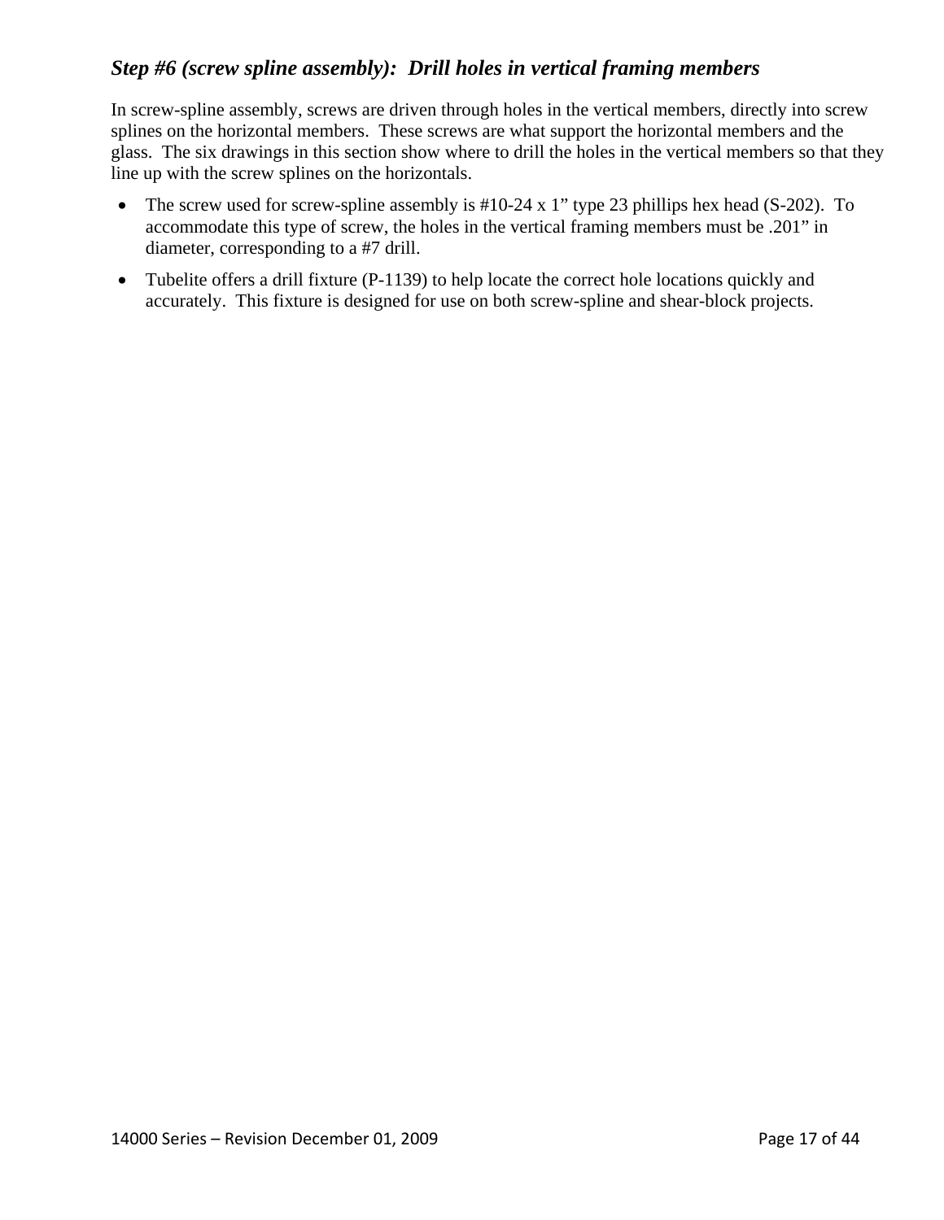### *Step #6 (screw spline assembly): Drill holes in vertical framing members*

In screw-spline assembly, screws are driven through holes in the vertical members, directly into screw splines on the horizontal members. These screws are what support the horizontal members and the glass. The six drawings in this section show where to drill the holes in the vertical members so that they line up with the screw splines on the horizontals.

- The screw used for screw-spline assembly is #10-24 x 1" type 23 phillips hex head (S-202). To accommodate this type of screw, the holes in the vertical framing members must be .201" in diameter, corresponding to a #7 drill.
- Tubelite offers a drill fixture (P-1139) to help locate the correct hole locations quickly and accurately. This fixture is designed for use on both screw-spline and shear-block projects.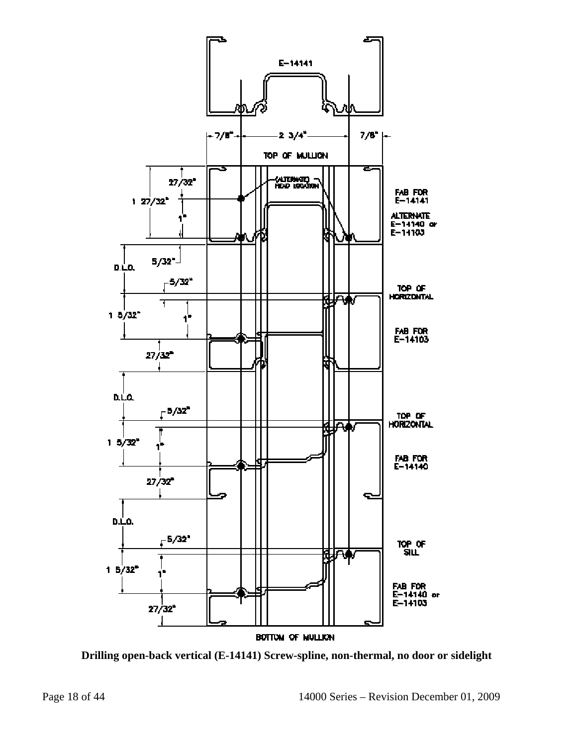E-14141

7/8" 2 3/4" 7/8"

TOP OF MULLION

1 27/32" 27/32" 1"

(ALTERNATE) HEAD LOCATION

FAB FOR E-14141

ALTERNATE E-14140 or E-14103

D.L.O. 5/32"

5/32"

TOP OF HORIZONTAL

1 5/32" 1"

FAB FOR E-14103

27/32"

D.L.O.

5/32"

TOP OF HORIZONTAL

1 5/32" 1"

FAB FOR E-14140

27/32"

D.L.O.

5/32"

TOP OF SILL

1 5/32" 1"

FAB FOR E-14140 or E-14103

27/32"

BOTTOM OF MULLION

**Drilling open-back vertical (E-14141) Screw-spline, non-thermal, no door or sidelight**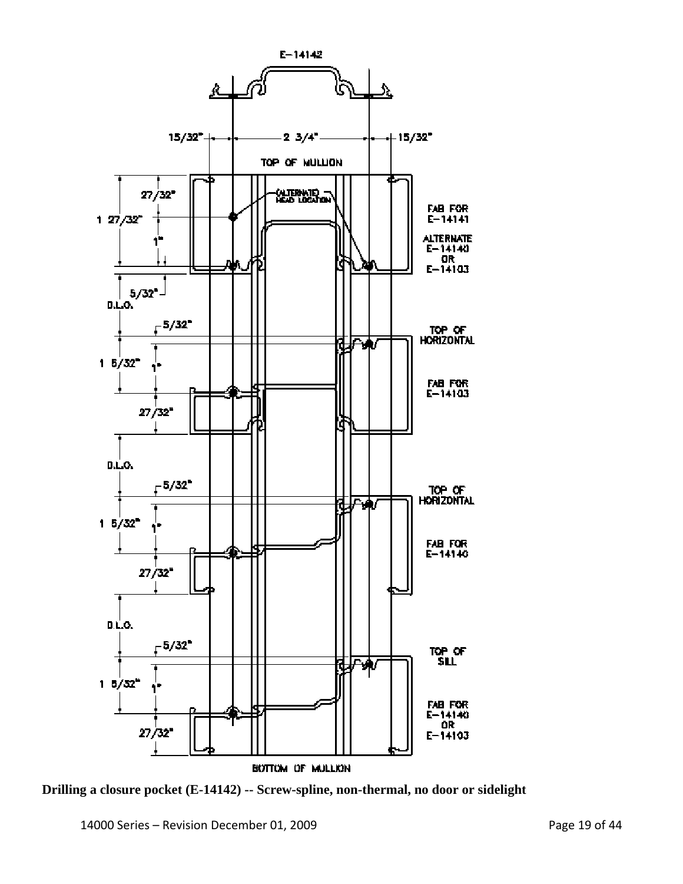E-14142

15/32" 2 3/4" 15/32"

TOP OF MULLION

27/32"

(ALTERNATE) HEAD LOCATION

1 27/32"

FAB FOR E-14141

1"

ALTERNATE E-14140 OR E-14103

5/32"

D.L.O.

5/32"

TOP OF HORIZONTAL

1 5/32" 1"

FAB FOR E-14103

27/32"

D.L.O.

5/32"

TOP OF HORIZONTAL

1 5/32" 1"

FAB FOR E-14140

27/32"

D.L.O.

5/32"

TOP OF SILL

1 5/32" 1"

FAB FOR E-14140 OR E-14103

27/32"

BOTTOM OF MULLION

**Drilling a closure pocket (E-14142) -- Screw-spline, non-thermal, no door or sidelight**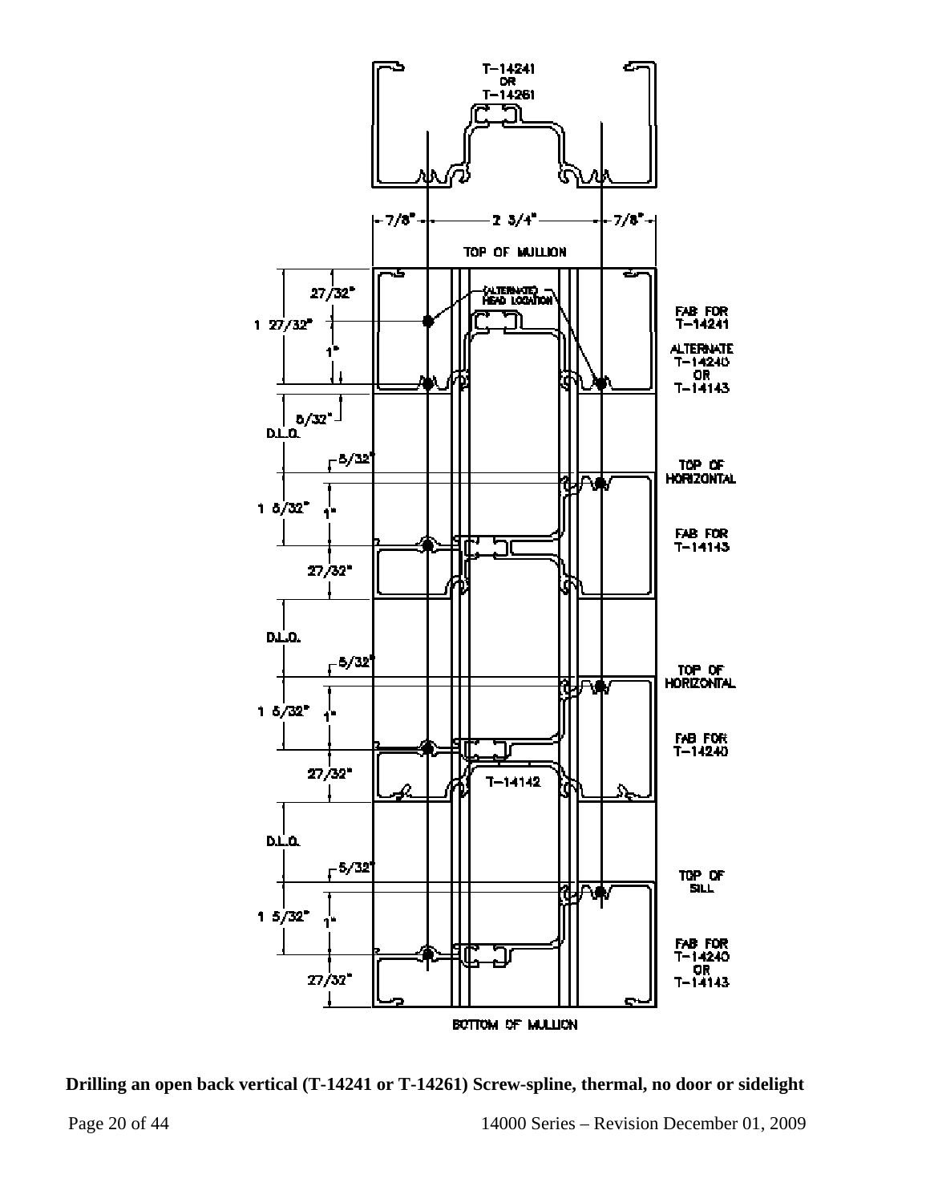T-14241
OR
T-14261

7/8" 2 3/4" 7/8"

TOP OF MULLION

27/32"

1 27/32"

1"

5/32"

D.L.O.

(ALTERNATE) HEAD LOCATION

FAB FOR T-14241

ALTERNATE T-14240 OR T-14143

5/32"

TOP OF HORIZONTAL

1 5/32"

1"

FAB FOR T-14143

27/32"

D.L.O.

5/32"

TOP OF HORIZONTAL

1 5/32"

1"

FAB FOR T-14240

27/32"

T-14142

D.L.O.

5/32"

TOP OF SILL

1 5/32"

1"

FAB FOR T-14240 OR T-14143

27/32"

BOTTOM OF MULLION

**Drilling an open back vertical (T-14241 or T-14261) Screw-spline, thermal, no door or sidelight**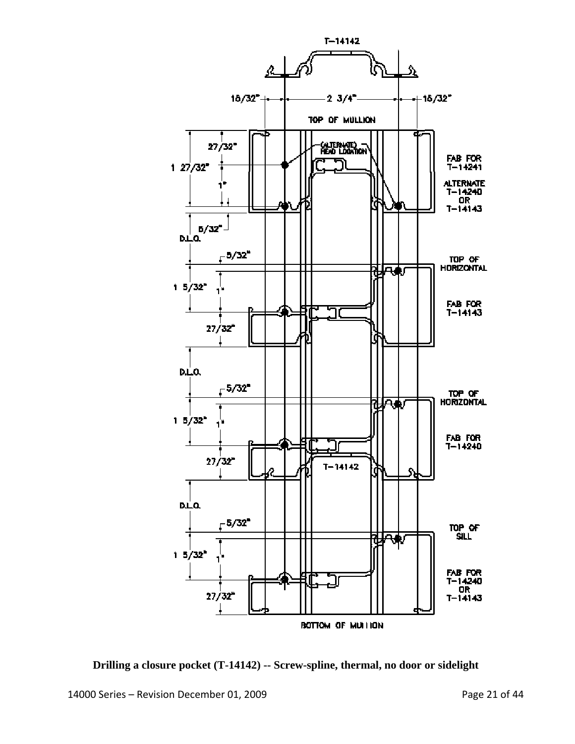T-14142

15/32" — 2 3/4" — 15/32"

TOP OF MULLION

27/32"

1 27/32"

1"

(ALTERNATE) HEAD LOCATION

FAB FOR T-14241

ALTERNATE T-14240 OR T-14143

5/32"

D.L.O.

5/32"

TOP OF HORIZONTAL

1 5/32"

1"

FAB FOR T-14143

27/32"

D.L.O.

5/32"

TOP OF HORIZONTAL

1 5/32"

1"

FAB FOR T-14240

27/32"

T-14142

D.L.O.

5/32"

TOP OF SILL

1 5/32"

1"

FAB FOR T-14240 OR T-14143

27/32"

BOTTOM OF MULLION

**Drilling a closure pocket (T-14142) -- Screw-spline, thermal, no door or sidelight**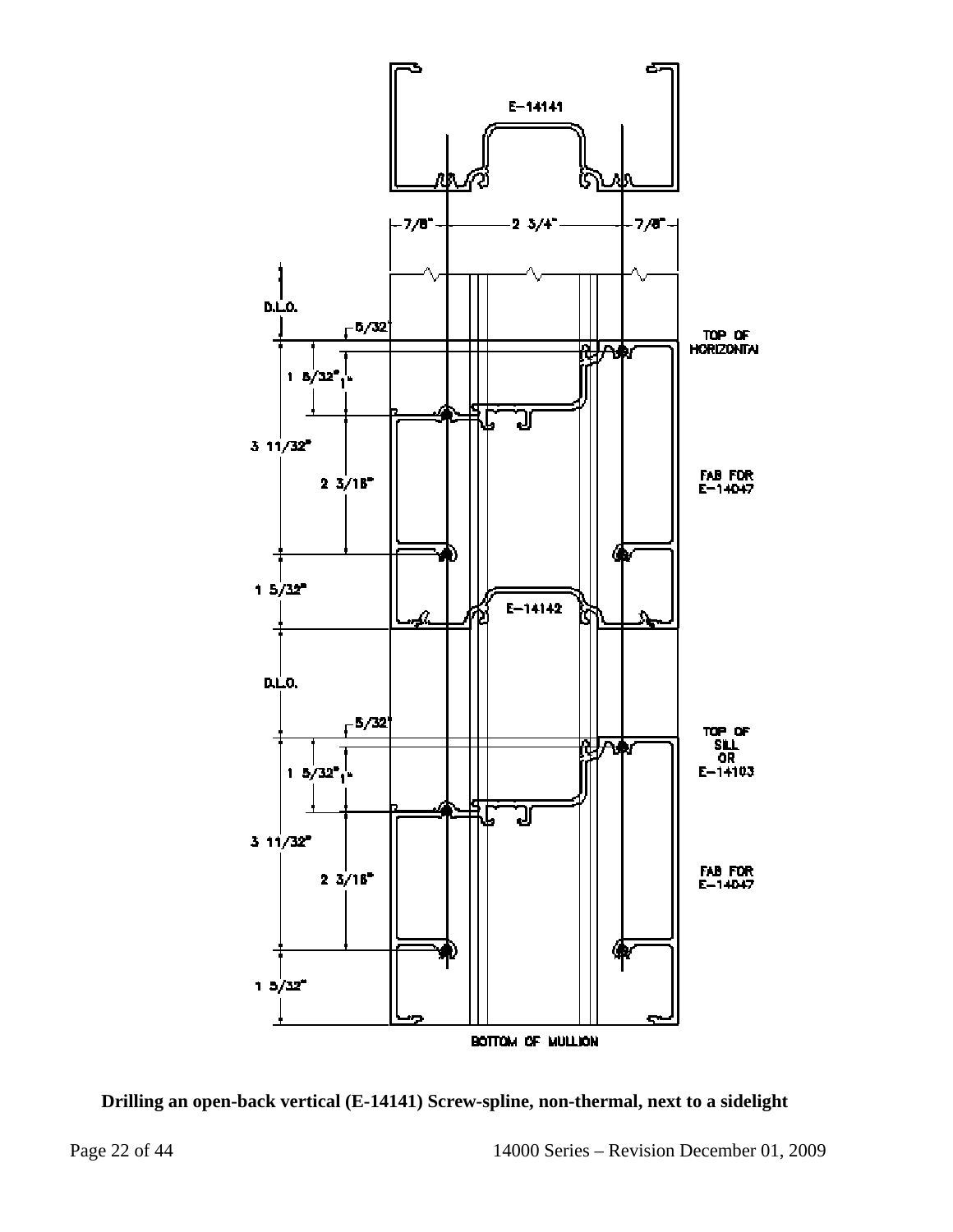E-14141

7/8" — 2 3/4" — 7/8"

D.L.O.

5/32"

TOP OF HORIZONTAL

1 5/32"

1"

3 11/32"

2 3/16"

FAB FOR E-14047

1 5/32"

E-14142

D.L.O.

5/32"

TOP OF SILL OR E-14103

1 5/32"

1"

3 11/32"

2 3/16"

FAB FOR E-14047

1 5/32"

BOTTOM OF MULLION

**Drilling an open-back vertical (E-14141) Screw-spline, non-thermal, next to a sidelight**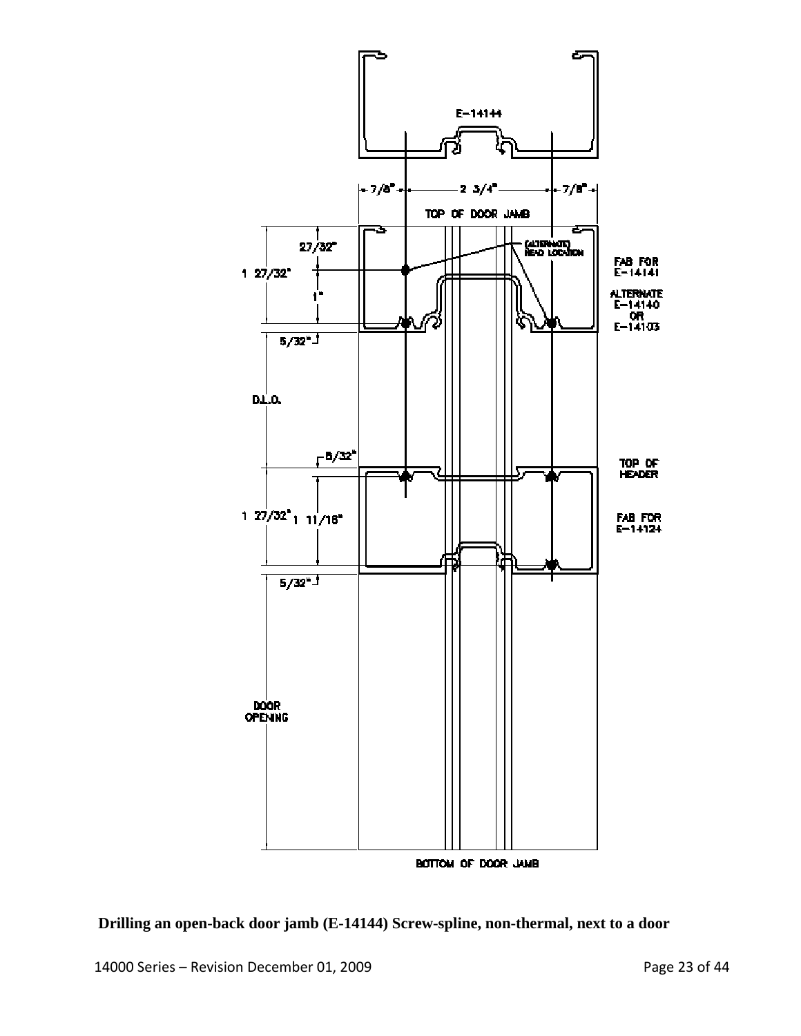E-14144

7/8" 2 3/4" 7/8"

TOP OF DOOR JAMB

27/32"

1 27/32"

1"

(ALTERNATE) HEAD LOCATION

FAB FOR E-14141

ALTERNATE E-14140 OR E-14103

5/32"

D.L.O.

5/32"

TOP OF HEADER

1 27/32" 1 11/16"

FAB FOR E-14124

5/32"

DOOR OPENING

BOTTOM OF DOOR JAMB

**Drilling an open-back door jamb (E-14144) Screw-spline, non-thermal, next to a door**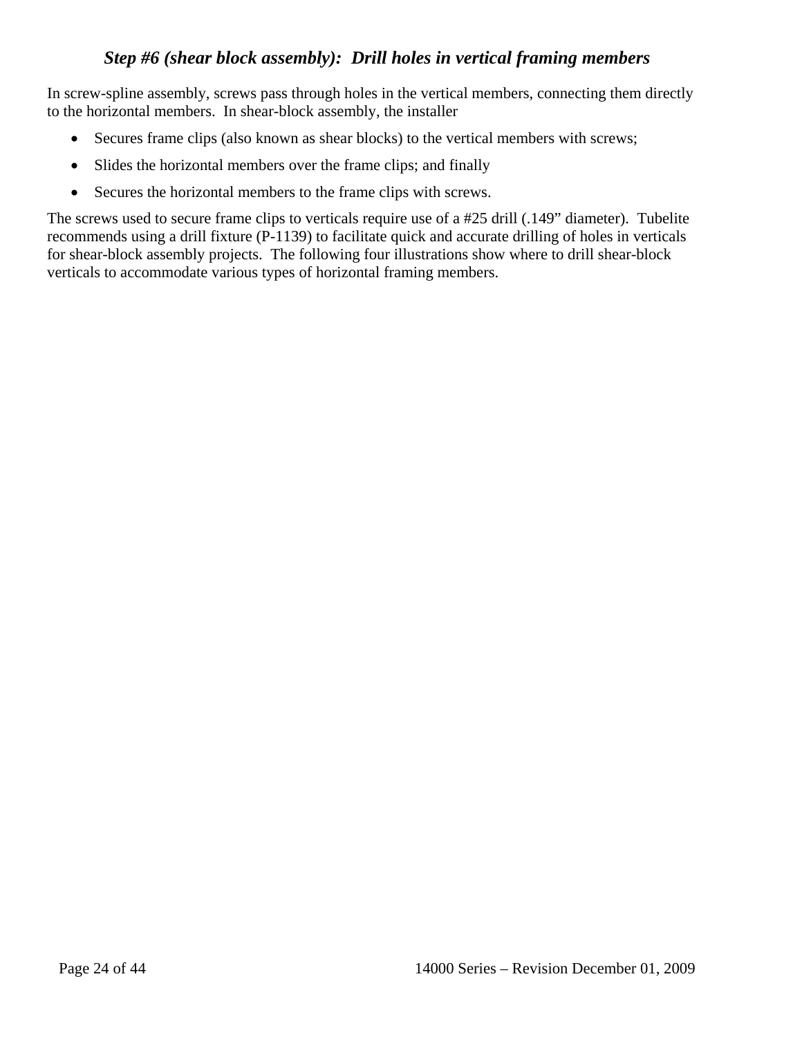### *Step #6 (shear block assembly): Drill holes in vertical framing members*

In screw-spline assembly, screws pass through holes in the vertical members, connecting them directly to the horizontal members. In shear-block assembly, the installer

- Secures frame clips (also known as shear blocks) to the vertical members with screws;
- Slides the horizontal members over the frame clips; and finally
- Secures the horizontal members to the frame clips with screws.

The screws used to secure frame clips to verticals require use of a #25 drill (.149" diameter). Tubelite recommends using a drill fixture (P-1139) to facilitate quick and accurate drilling of holes in verticals for shear-block assembly projects. The following four illustrations show where to drill shear-block verticals to accommodate various types of horizontal framing members.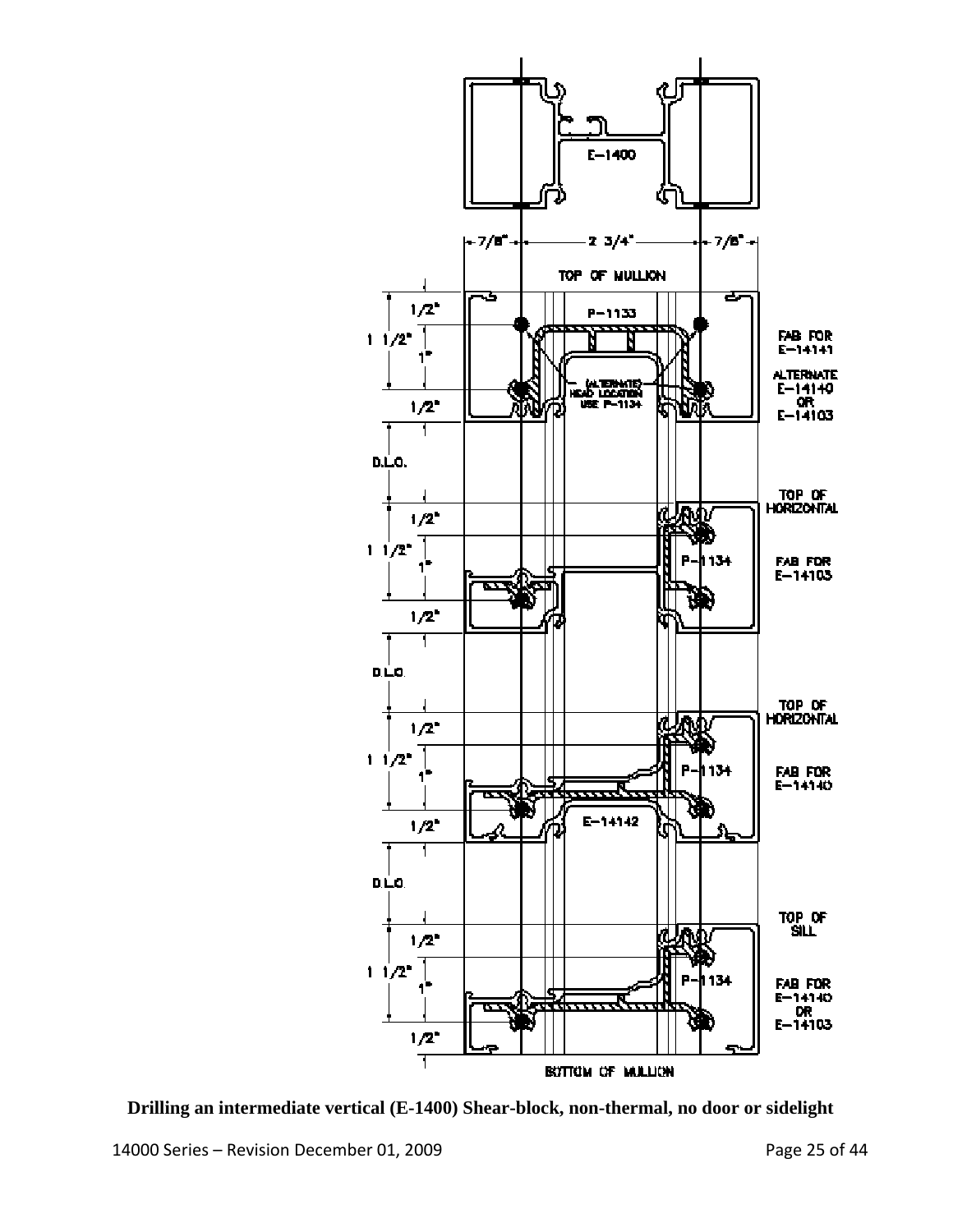E-1400

7/8" 2 3/4" 7/8"

TOP OF MULLION

1/2"

1 1/2" 1"

1/2"

P-1133

(ALTERNATE) HEAD LOCATION USE P-1134

FAB FOR E-14141

ALTERNATE E-14140 OR E-14103

D.L.O.

TOP OF HORIZONTAL

1/2"

1 1/2" 1"

1/2"

P-1134

FAB FOR E-14103

D.L.O.

TOP OF HORIZONTAL

1/2"

1 1/2" 1"

1/2"

P-1134

E-14142

FAB FOR E-14140

D.L.O.

TOP OF SILL

1/2"

1 1/2" 1"

1/2"

P-1134

FAB FOR E-14140 OR E-14103

BOTTOM OF MULLION

**Drilling an intermediate vertical (E-1400) Shear-block, non-thermal, no door or sidelight**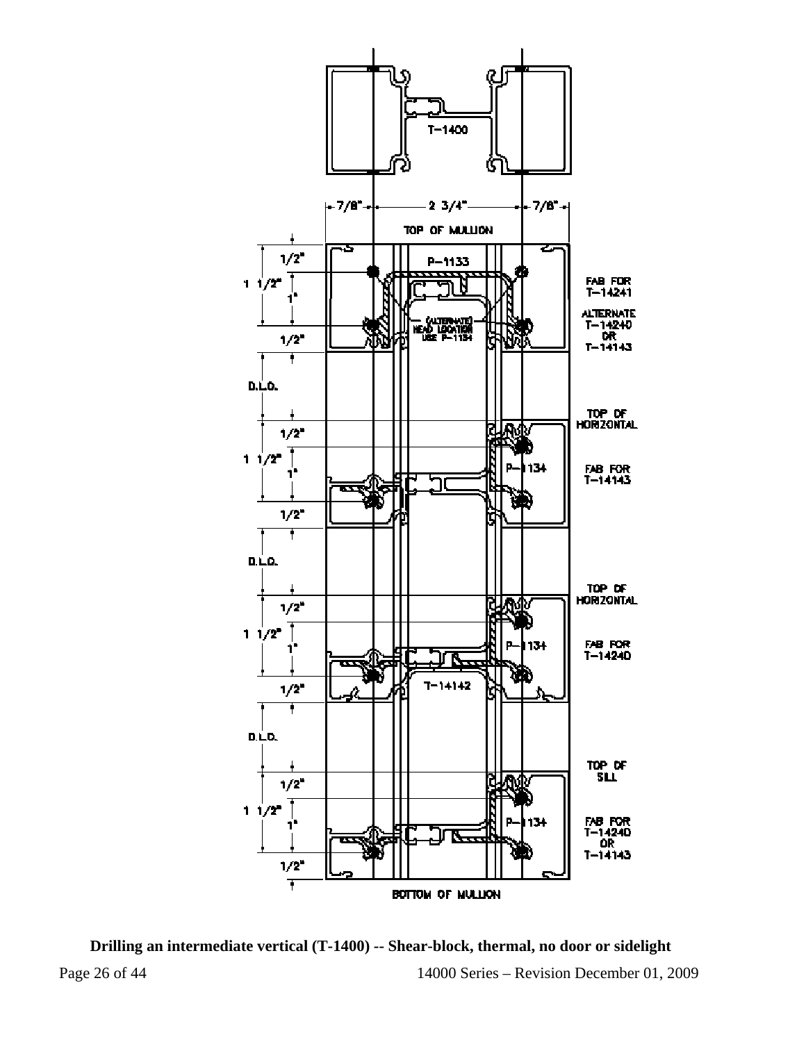T-1400

7/8" 2 3/4" 7/8"

TOP OF MULLION

1/2"

1 1/2"

1"

1/2"

P-1133

(ALTERNATE) HEAD LOCATION USE P-1134

FAB FOR T-14241

ALTERNATE T-14240 OR T-14143

D.L.O.

TOP OF HORIZONTAL

1/2"

1 1/2"

1"

1/2"

P-1134

FAB FOR T-14143

D.L.O.

TOP OF HORIZONTAL

1/2"

1 1/2"

1"

1/2"

P-1134

FAB FOR T-14240

T-14142

D.L.O.

TOP OF SILL

1/2"

1 1/2"

1"

1/2"

P-1134

FAB FOR T-14240 OR T-14143

BOTTOM OF MULLION

**Drilling an intermediate vertical (T-1400) -- Shear-block, thermal, no door or sidelight**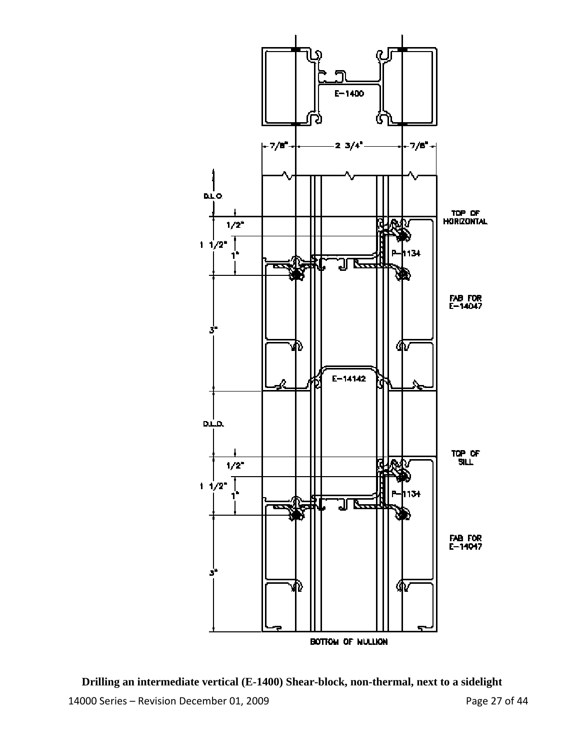E-1400

7/8" 2 3/4" 7/8"

D.L.O.

TOP OF HORIZONTAL

1/2"

1 1/2"

1"

P-1134

FAB FOR E-14047

3"

E-14142

D.L.O.

TOP OF SILL

1/2"

1 1/2"

1"

P-1134

FAB FOR E-14047

3"

BOTTOM OF MULLION

**Drilling an intermediate vertical (E-1400) Shear-block, non-thermal, next to a sidelight**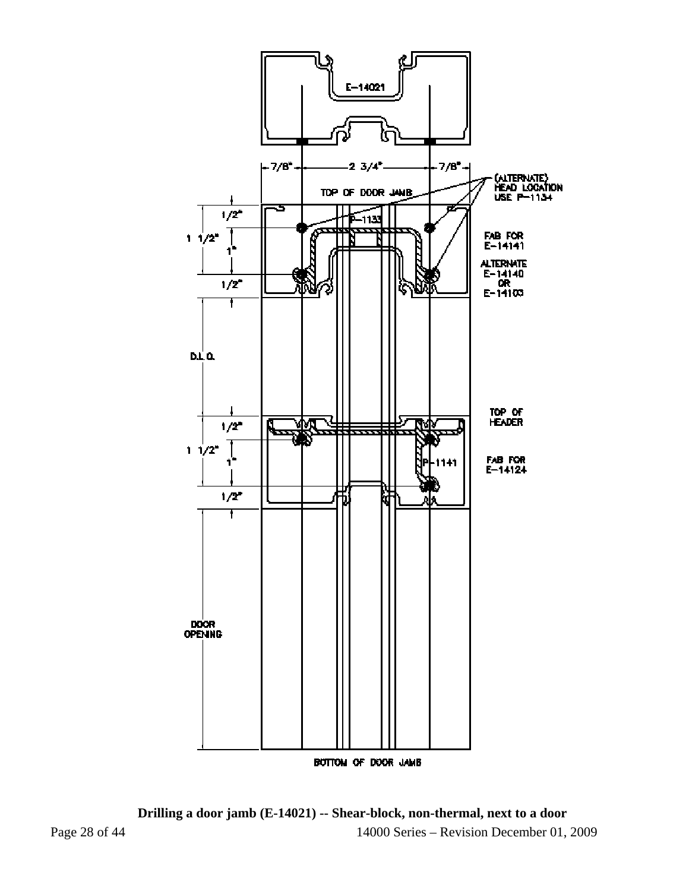E-14021

7/8" | 2 3/4" | 7/8"

TOP OF DOOR JAMB

(ALTERNATE) HEAD LOCATION USE P-1134

P-1133

1/2"

1 1/2"

1"

1/2"

FAB FOR E-14141

ALTERNATE E-14140 OR E-14103

D.L.O.

TOP OF HEADER

1/2"

1 1/2"

1"

1/2"

P-1141

FAB FOR E-14124

DOOR OPENING

BOTTOM OF DOOR JAMB

**Drilling a door jamb (E-14021) -- Shear-block, non-thermal, next to a door**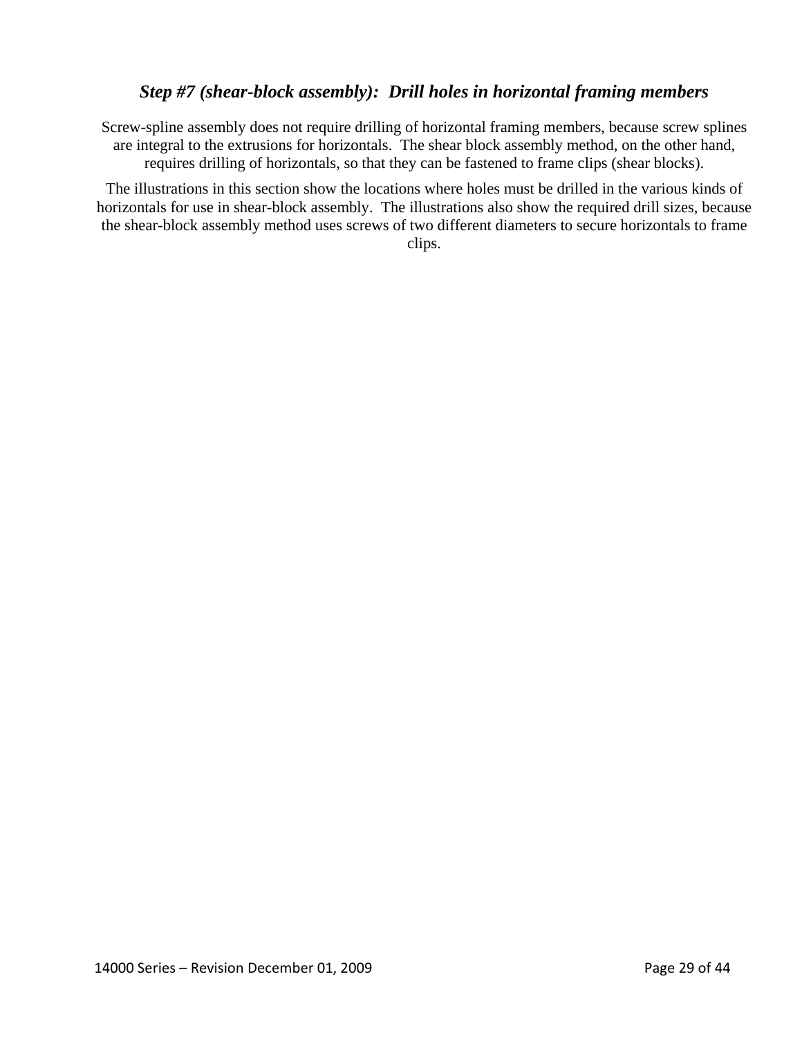### *Step #7 (shear-block assembly): Drill holes in horizontal framing members*

Screw-spline assembly does not require drilling of horizontal framing members, because screw splines are integral to the extrusions for horizontals. The shear block assembly method, on the other hand, requires drilling of horizontals, so that they can be fastened to frame clips (shear blocks).

The illustrations in this section show the locations where holes must be drilled in the various kinds of horizontals for use in shear-block assembly. The illustrations also show the required drill sizes, because the shear-block assembly method uses screws of two different diameters to secure horizontals to frame clips.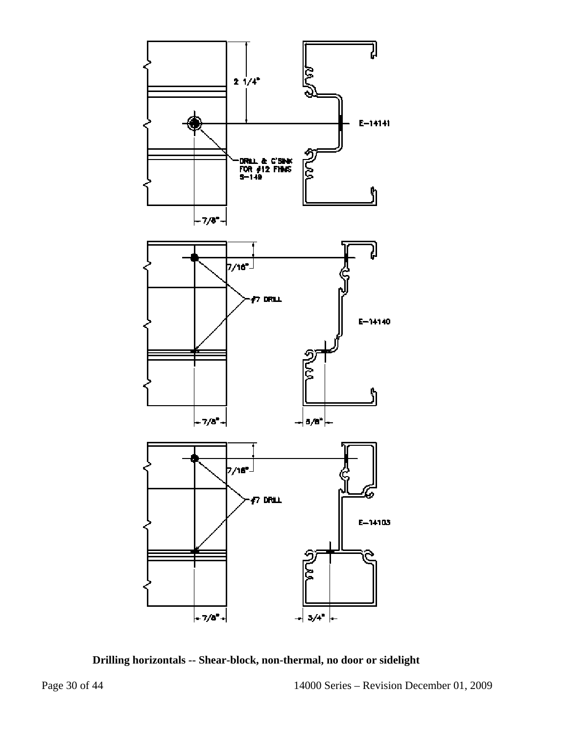2 1/4"

E-14141

DRILL & C'SINK FOR #12 FHMS S-149

7/8"

7/16"

#7 DRILL

E-14140

7/8"

5/8"

7/16"

#7 DRILL

E-14103

7/8"

3/4"

**Drilling horizontals -- Shear-block, non-thermal, no door or sidelight**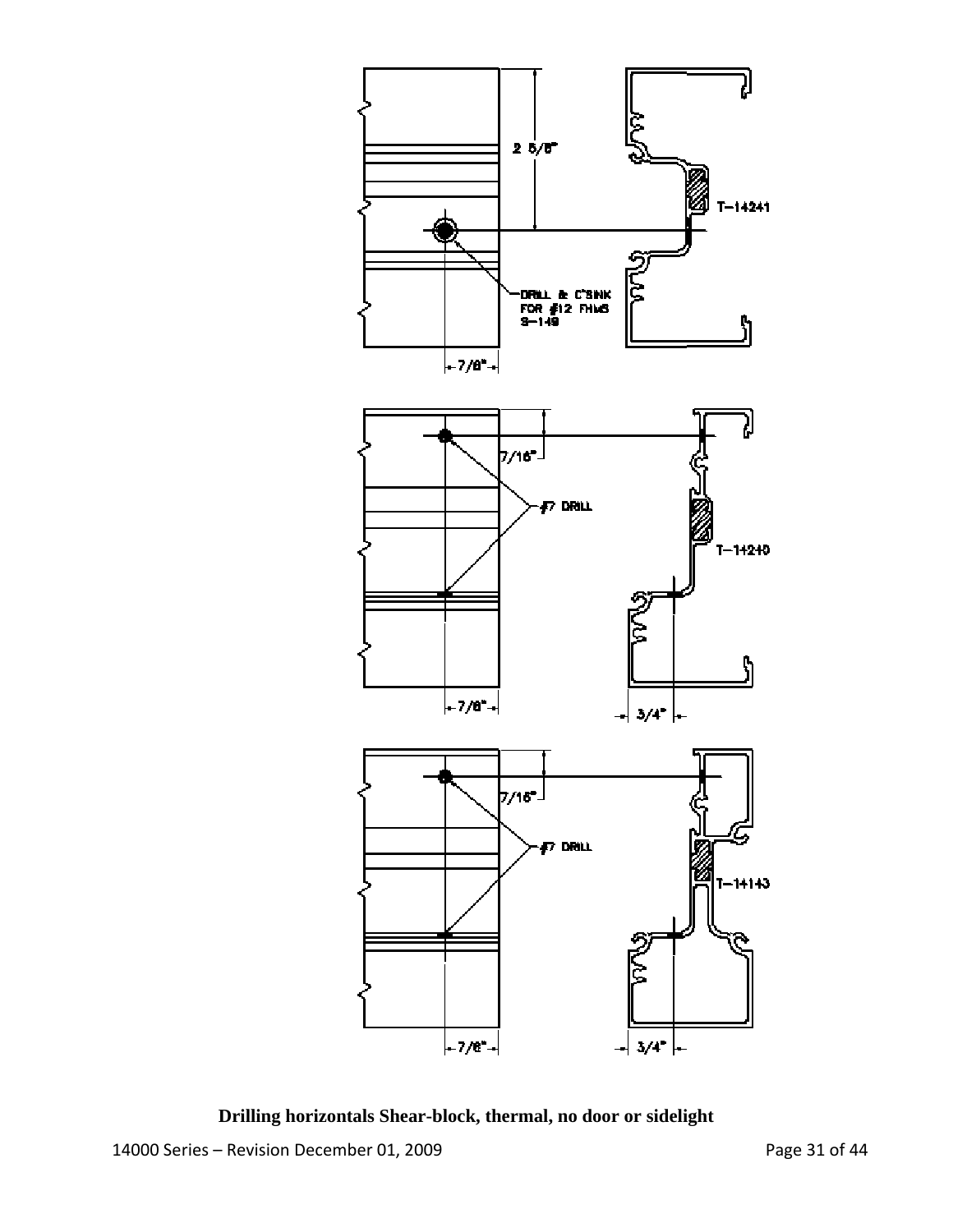2 5/8"

T-14241

DRILL & C'SINK FOR #12 FHMS S-149

7/8"

7/16"

#7 DRILL

T-14240

7/8"

3/4"

7/16"

#7 DRILL

T-14143

7/8"

3/4"

**Drilling horizontals Shear-block, thermal, no door or sidelight**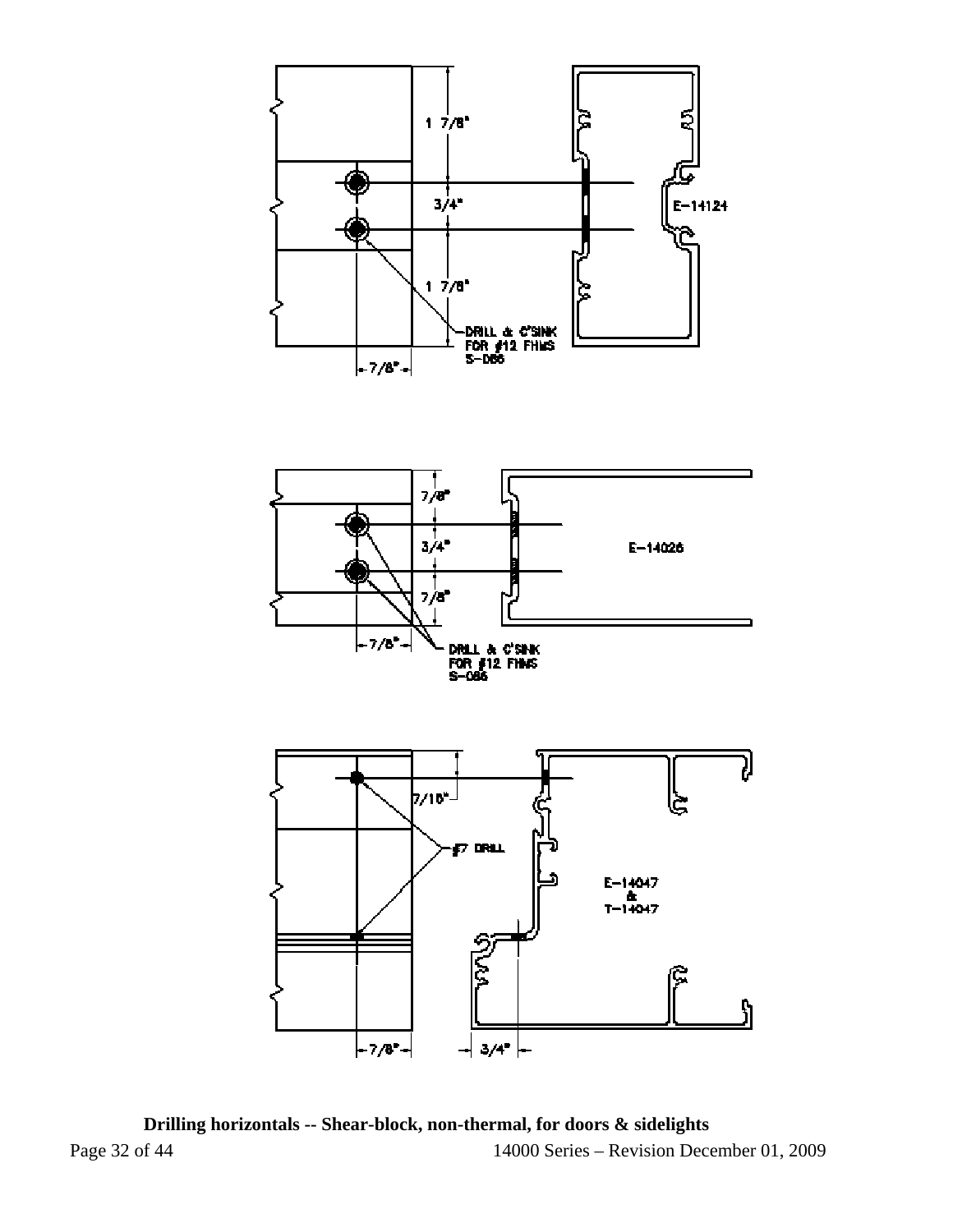1 7/8"

3/4"

1 7/8"

DRILL & C'SINK FOR #12 FHMS S-086

7/8"

E-14124

7/8"

3/4"

7/8"

7/8"

DRILL & C'SINK FOR #12 FHMS S-086

E-14026

7/16"

#7 DRILL

E-14047 & T-14047

7/8"

3/4"

**Drilling horizontals -- Shear-block, non-thermal, for doors & sidelights**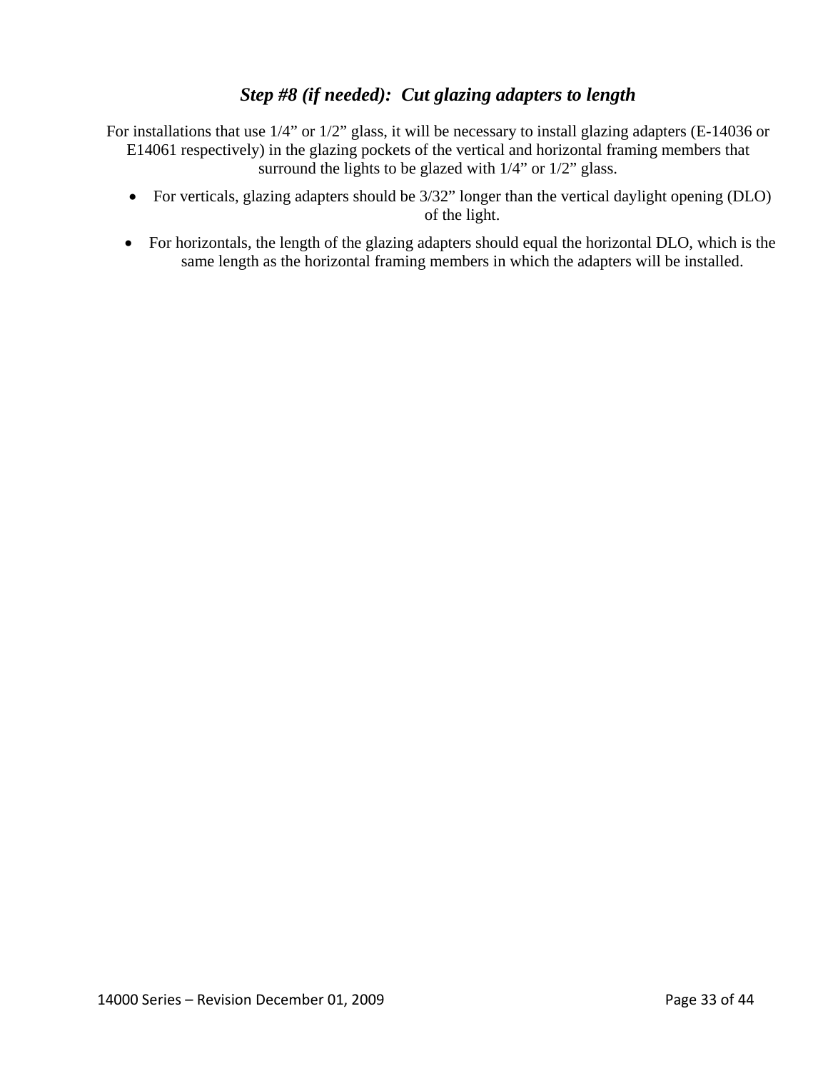### *Step #8 (if needed): Cut glazing adapters to length*

For installations that use 1/4" or 1/2" glass, it will be necessary to install glazing adapters (E-14036 or E14061 respectively) in the glazing pockets of the vertical and horizontal framing members that surround the lights to be glazed with 1/4" or 1/2" glass.

- For verticals, glazing adapters should be 3/32" longer than the vertical daylight opening (DLO) of the light.
- For horizontals, the length of the glazing adapters should equal the horizontal DLO, which is the same length as the horizontal framing members in which the adapters will be installed.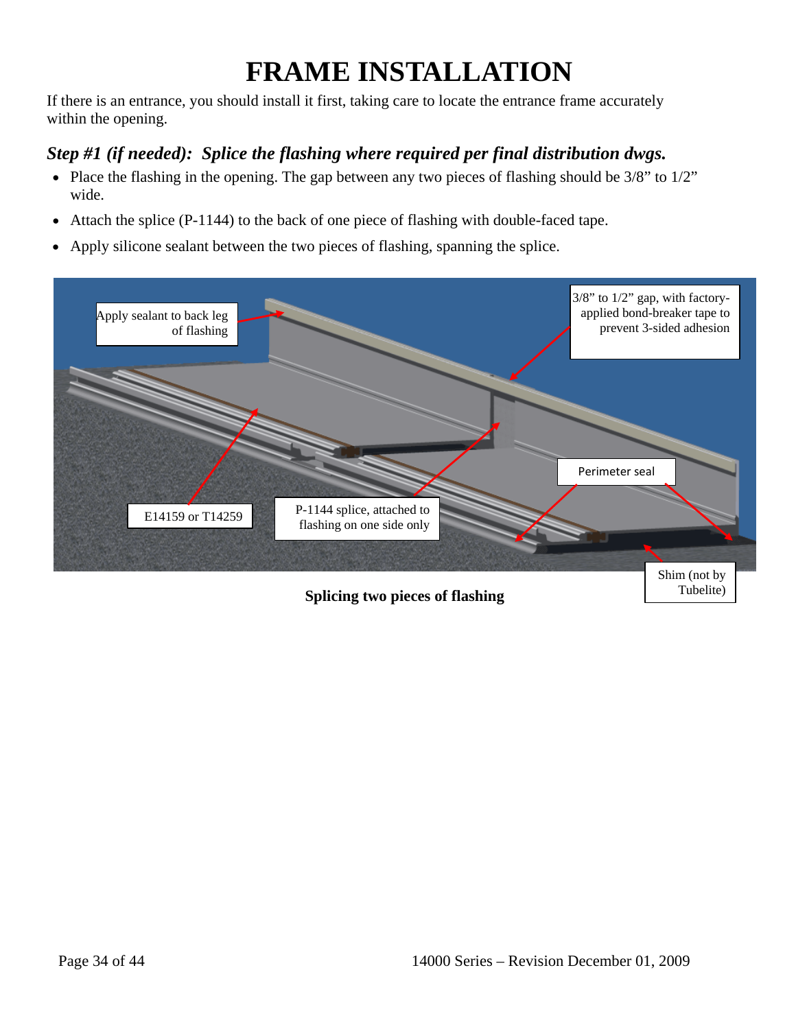# FRAME INSTALLATION

If there is an entrance, you should install it first, taking care to locate the entrance frame accurately within the opening.

### *Step #1 (if needed): Splice the flashing where required per final distribution dwgs.*

- Place the flashing in the opening. The gap between any two pieces of flashing should be 3/8" to 1/2" wide.
- Attach the splice (P-1144) to the back of one piece of flashing with double-faced tape.
- Apply silicone sealant between the two pieces of flashing, spanning the splice.

Apply sealant to back leg of flashing

3/8" to 1/2" gap, with factory-applied bond-breaker tape to prevent 3-sided adhesion

Perimeter seal

E14159 or T14259

P-1144 splice, attached to flashing on one side only

Shim (not by Tubelite)

**Splicing two pieces of flashing**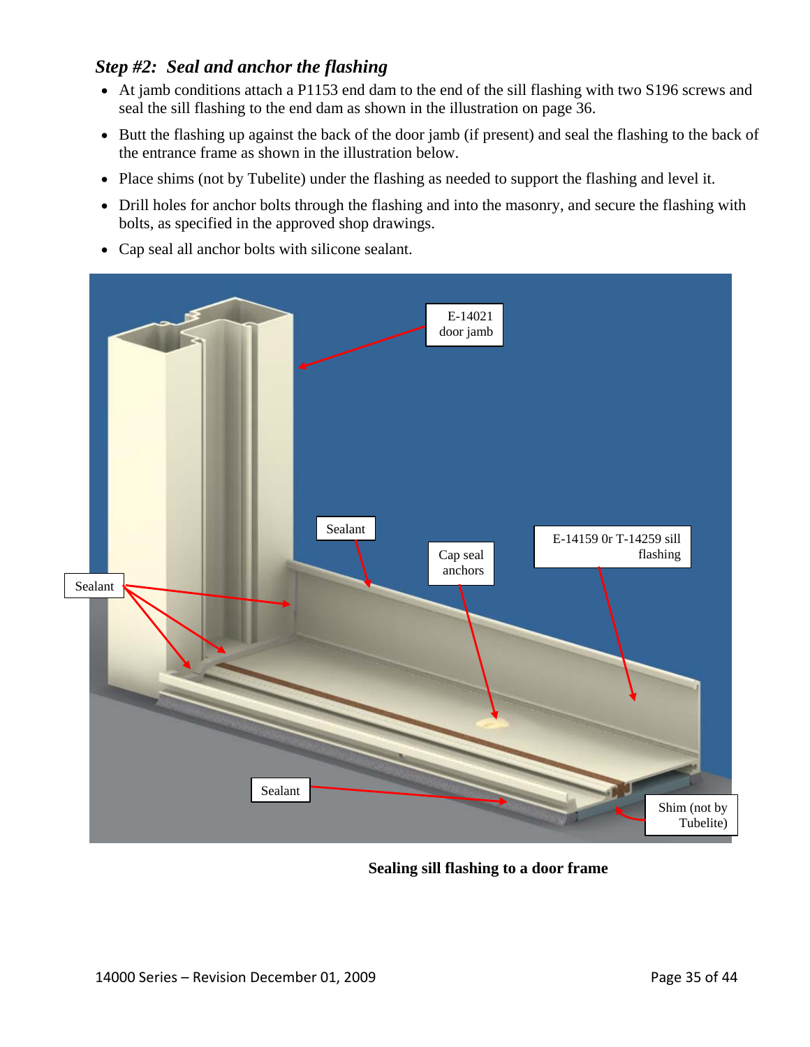### *Step #2: Seal and anchor the flashing*

- At jamb conditions attach a P1153 end dam to the end of the sill flashing with two S196 screws and seal the sill flashing to the end dam as shown in the illustration on page 36.
- Butt the flashing up against the back of the door jamb (if present) and seal the flashing to the back of the entrance frame as shown in the illustration below.
- Place shims (not by Tubelite) under the flashing as needed to support the flashing and level it.
- Drill holes for anchor bolts through the flashing and into the masonry, and secure the flashing with bolts, as specified in the approved shop drawings.
- Cap seal all anchor bolts with silicone sealant.

**Sealing sill flashing to a door frame**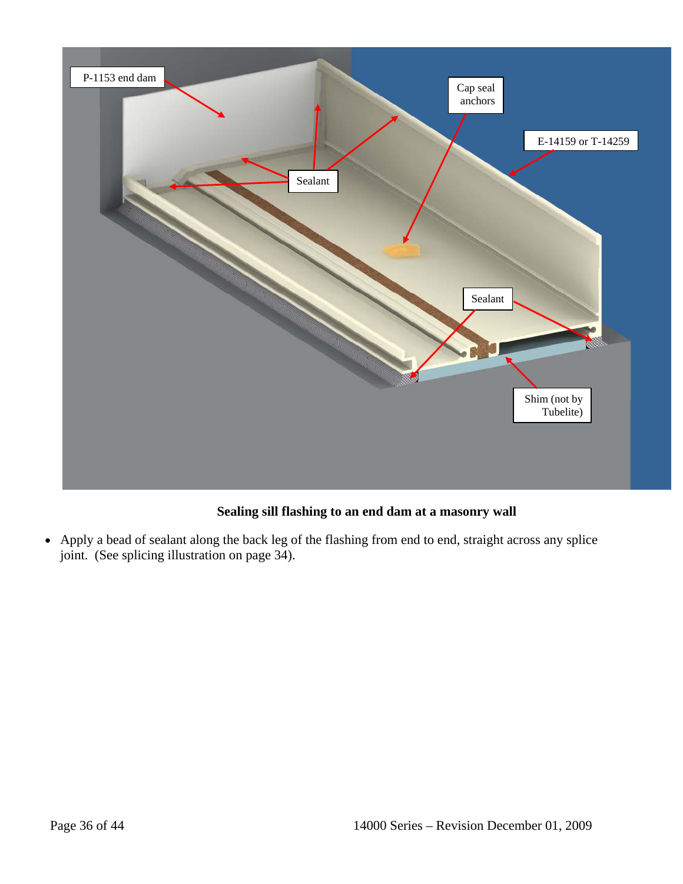**Sealing sill flashing to an end dam at a masonry wall**

- Apply a bead of sealant along the back leg of the flashing from end to end, straight across any splice joint. (See splicing illustration on page 34).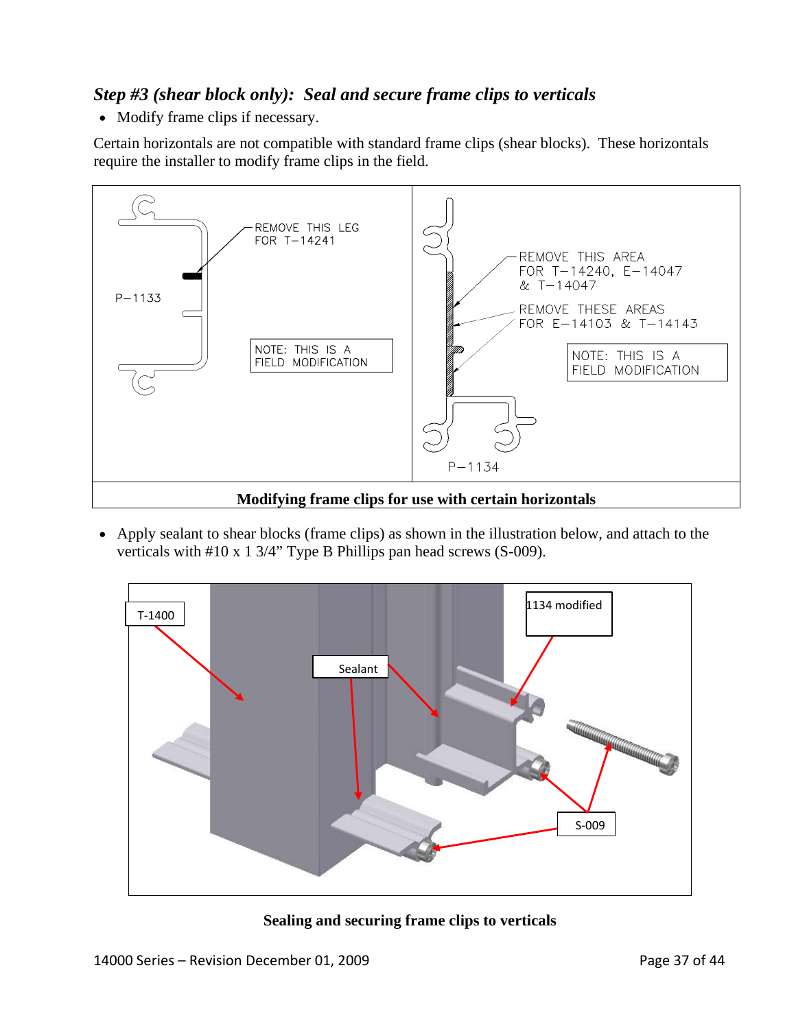### *Step #3 (shear block only): Seal and secure frame clips to verticals*

- Modify frame clips if necessary.

Certain horizontals are not compatible with standard frame clips (shear blocks). These horizontals require the installer to modify frame clips in the field.

REMOVE THIS LEG FOR T–14241

P–1133

NOTE: THIS IS A FIELD MODIFICATION

REMOVE THIS AREA FOR T–14240, E–14047 & T–14047

REMOVE THESE AREAS FOR E–14103 & T–14143

NOTE: THIS IS A FIELD MODIFICATION

P–1134

**Modifying frame clips for use with certain horizontals**

- Apply sealant to shear blocks (frame clips) as shown in the illustration below, and attach to the verticals with #10 x 1 3/4" Type B Phillips pan head screws (S-009).

T-1400

Sealant

1134 modified

S-009

**Sealing and securing frame clips to verticals**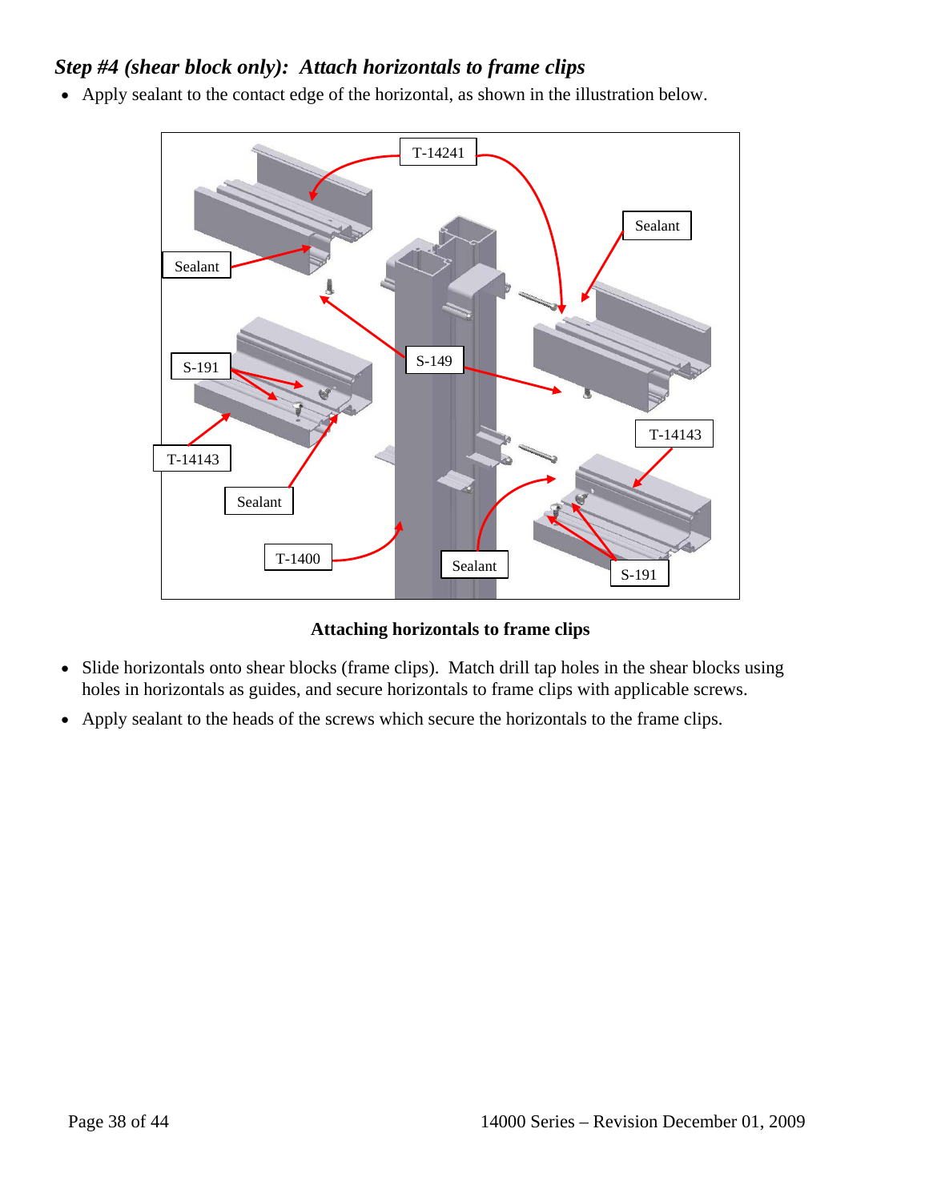### *Step #4 (shear block only): Attach horizontals to frame clips*

- Apply sealant to the contact edge of the horizontal, as shown in the illustration below.

**Attaching horizontals to frame clips**

- Slide horizontals onto shear blocks (frame clips). Match drill tap holes in the shear blocks using holes in horizontals as guides, and secure horizontals to frame clips with applicable screws.
- Apply sealant to the heads of the screws which secure the horizontals to the frame clips.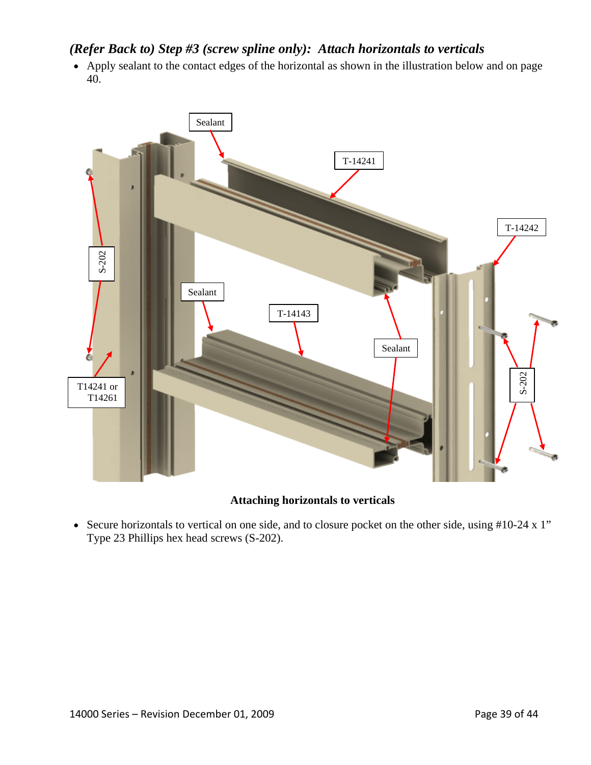### *(Refer Back to) Step #3 (screw spline only): Attach horizontals to verticals*

- Apply sealant to the contact edges of the horizontal as shown in the illustration below and on page 40.

**Attaching horizontals to verticals**

- Secure horizontals to vertical on one side, and to closure pocket on the other side, using #10-24 x 1" Type 23 Phillips hex head screws (S-202).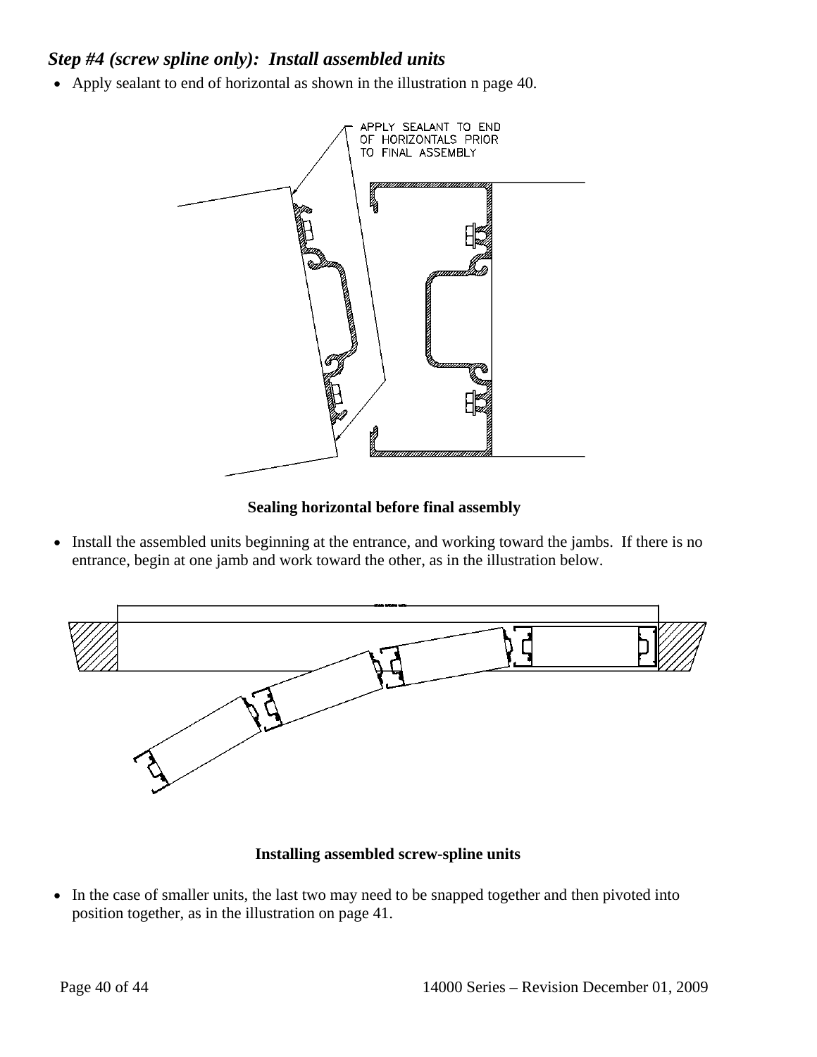### *Step #4 (screw spline only): Install assembled units*

- Apply sealant to end of horizontal as shown in the illustration n page 40.

APPLY SEALANT TO END OF HORIZONTALS PRIOR TO FINAL ASSEMBLY

**Sealing horizontal before final assembly**

- Install the assembled units beginning at the entrance, and working toward the jambs. If there is no entrance, begin at one jamb and work toward the other, as in the illustration below.

**Installing assembled screw-spline units**

- In the case of smaller units, the last two may need to be snapped together and then pivoted into position together, as in the illustration on page 41.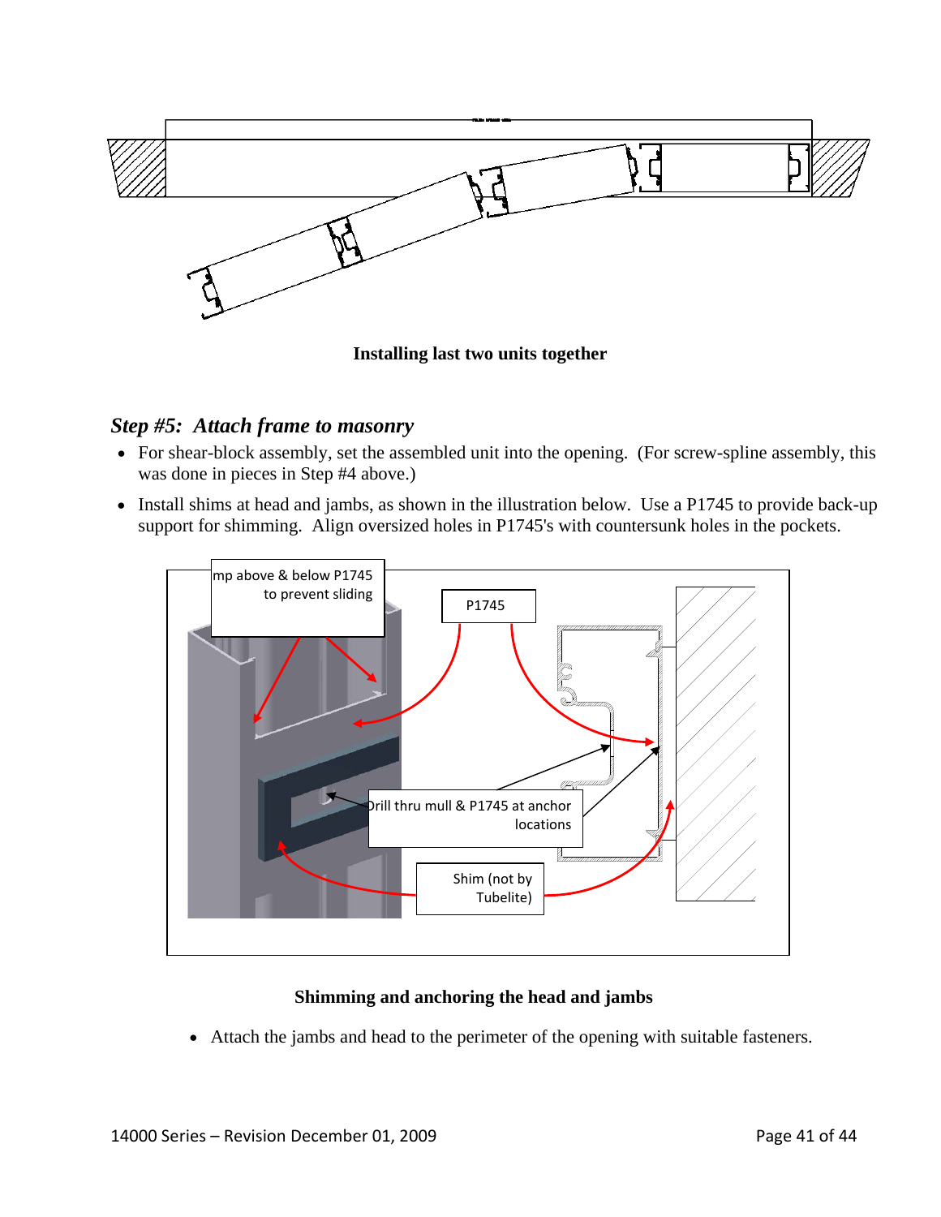Installing last two units together

*Step #5: Attach frame to masonry*

- For shear-block assembly, set the assembled unit into the opening. (For screw-spline assembly, this was done in pieces in Step #4 above.)
- Install shims at head and jambs, as shown in the illustration below. Use a P1745 to provide back-up support for shimming. Align oversized holes in P1745's with countersunk holes in the pockets.

**Shimming and anchoring the head and jambs**

- Attach the jambs and head to the perimeter of the opening with suitable fasteners.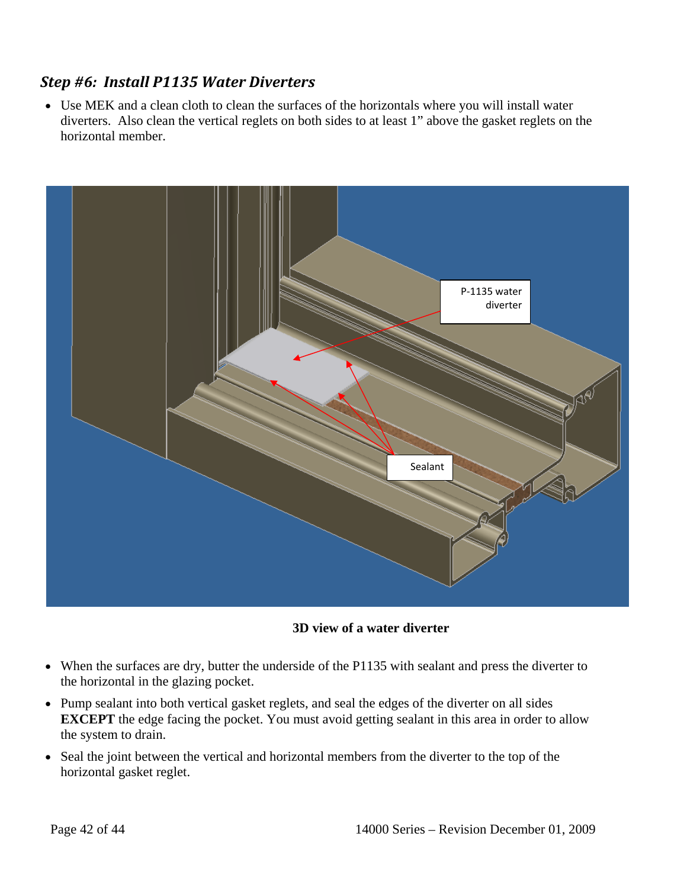### *Step #6: Install P1135 Water Diverters*

- Use MEK and a clean cloth to clean the surfaces of the horizontals where you will install water diverters. Also clean the vertical reglets on both sides to at least 1" above the gasket reglets on the horizontal member.

**3D view of a water diverter**

- When the surfaces are dry, butter the underside of the P1135 with sealant and press the diverter to the horizontal in the glazing pocket.
- Pump sealant into both vertical gasket reglets, and seal the edges of the diverter on all sides **EXCEPT** the edge facing the pocket. You must avoid getting sealant in this area in order to allow the system to drain.
- Seal the joint between the vertical and horizontal members from the diverter to the top of the horizontal gasket reglet.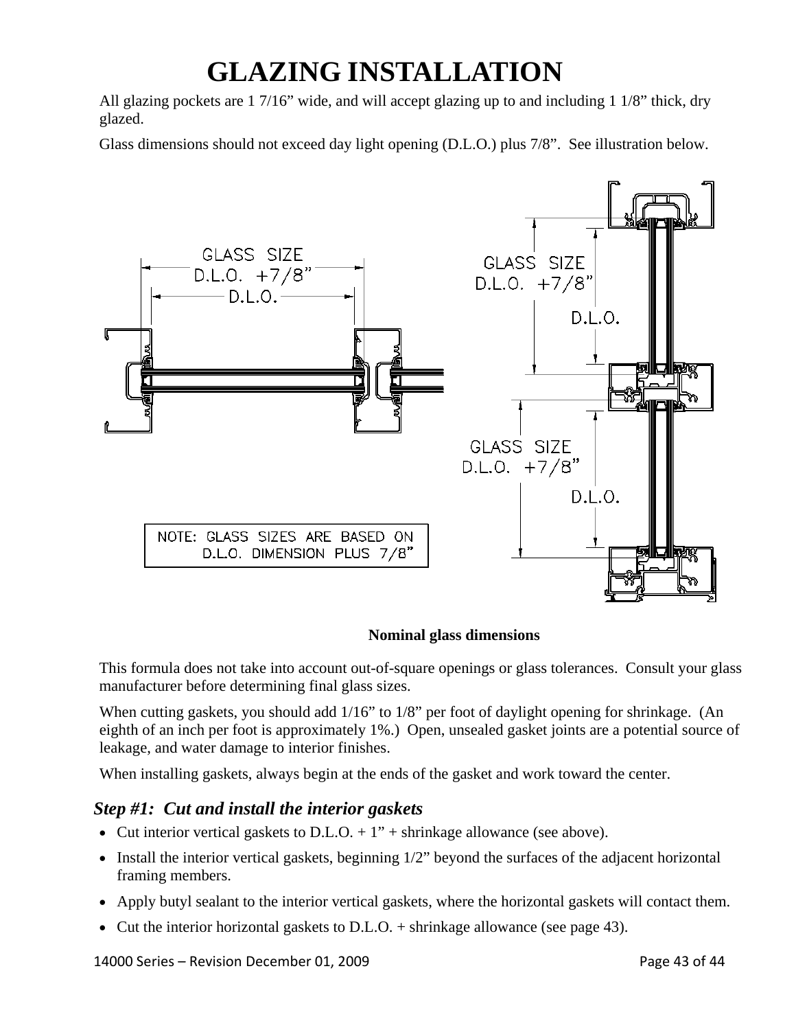# GLAZING INSTALLATION

All glazing pockets are 1 7/16” wide, and will accept glazing up to and including 1 1/8” thick, dry glazed.

Glass dimensions should not exceed day light opening (D.L.O.) plus 7/8”. See illustration below.

GLASS SIZE D.L.O. +7/8”

D.L.O.

NOTE: GLASS SIZES ARE BASED ON D.L.O. DIMENSION PLUS 7/8”

**Nominal glass dimensions**

This formula does not take into account out-of-square openings or glass tolerances. Consult your glass manufacturer before determining final glass sizes.

When cutting gaskets, you should add 1/16” to 1/8” per foot of daylight opening for shrinkage. (An eighth of an inch per foot is approximately 1%.) Open, unsealed gasket joints are a potential source of leakage, and water damage to interior finishes.

When installing gaskets, always begin at the ends of the gasket and work toward the center.

### *Step #1: Cut and install the interior gaskets*

- Cut interior vertical gaskets to D.L.O. + 1” + shrinkage allowance (see above).
- Install the interior vertical gaskets, beginning 1/2” beyond the surfaces of the adjacent horizontal framing members.
- Apply butyl sealant to the interior vertical gaskets, where the horizontal gaskets will contact them.
- Cut the interior horizontal gaskets to D.L.O. + shrinkage allowance (see page 43).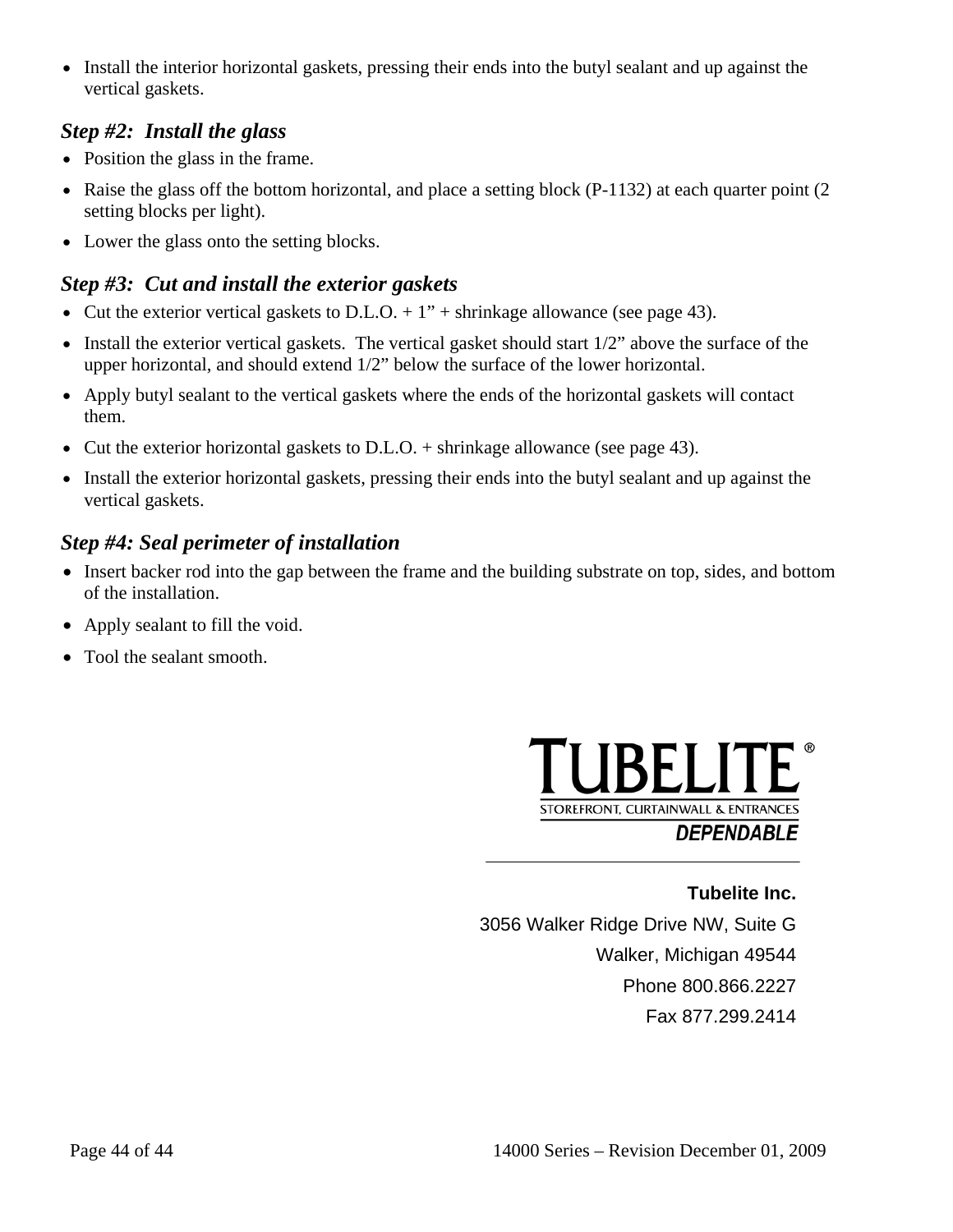- Install the interior horizontal gaskets, pressing their ends into the butyl sealant and up against the vertical gaskets.

### *Step #2: Install the glass*

- Position the glass in the frame.
- Raise the glass off the bottom horizontal, and place a setting block (P-1132) at each quarter point (2 setting blocks per light).
- Lower the glass onto the setting blocks.

### *Step #3: Cut and install the exterior gaskets*

- Cut the exterior vertical gaskets to D.L.O. + 1” + shrinkage allowance (see page 43).
- Install the exterior vertical gaskets. The vertical gasket should start 1/2” above the surface of the upper horizontal, and should extend 1/2” below the surface of the lower horizontal.
- Apply butyl sealant to the vertical gaskets where the ends of the horizontal gaskets will contact them.
- Cut the exterior horizontal gaskets to D.L.O. + shrinkage allowance (see page 43).
- Install the exterior horizontal gaskets, pressing their ends into the butyl sealant and up against the vertical gaskets.

### *Step #4: Seal perimeter of installation*

- Insert backer rod into the gap between the frame and the building substrate on top, sides, and bottom of the installation.
- Apply sealant to fill the void.
- Tool the sealant smooth.

TUBELITE®
STOREFRONT, CURTAINWALL & ENTRANCES
***DEPENDABLE***

**Tubelite Inc.**
3056 Walker Ridge Drive NW, Suite G
Walker, Michigan 49544
Phone 800.866.2227
Fax 877.299.2414